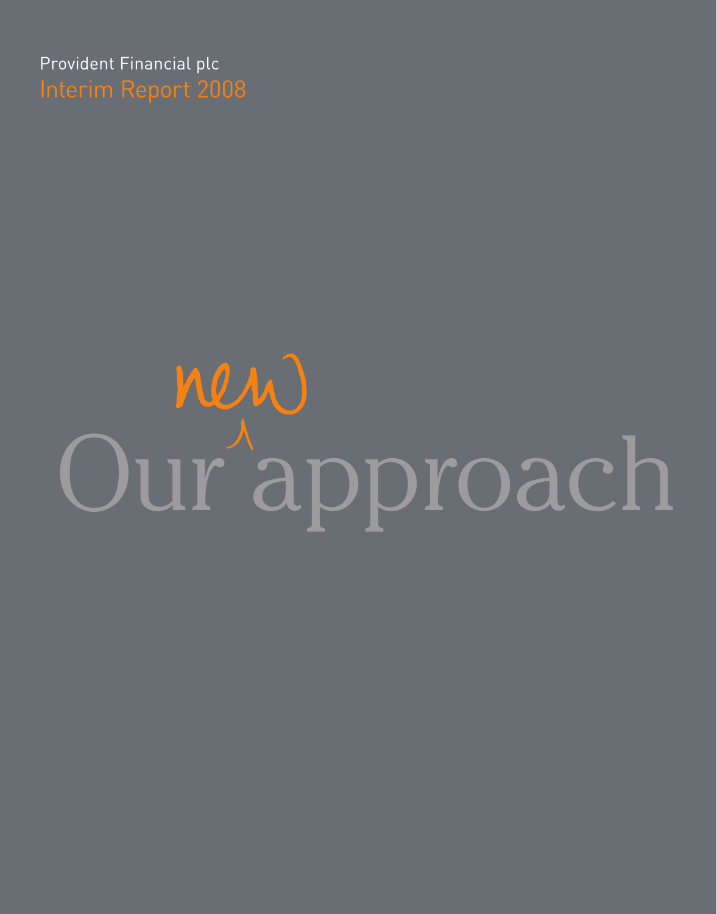Provident Financial plc

Interim Report 2008

# Our new approach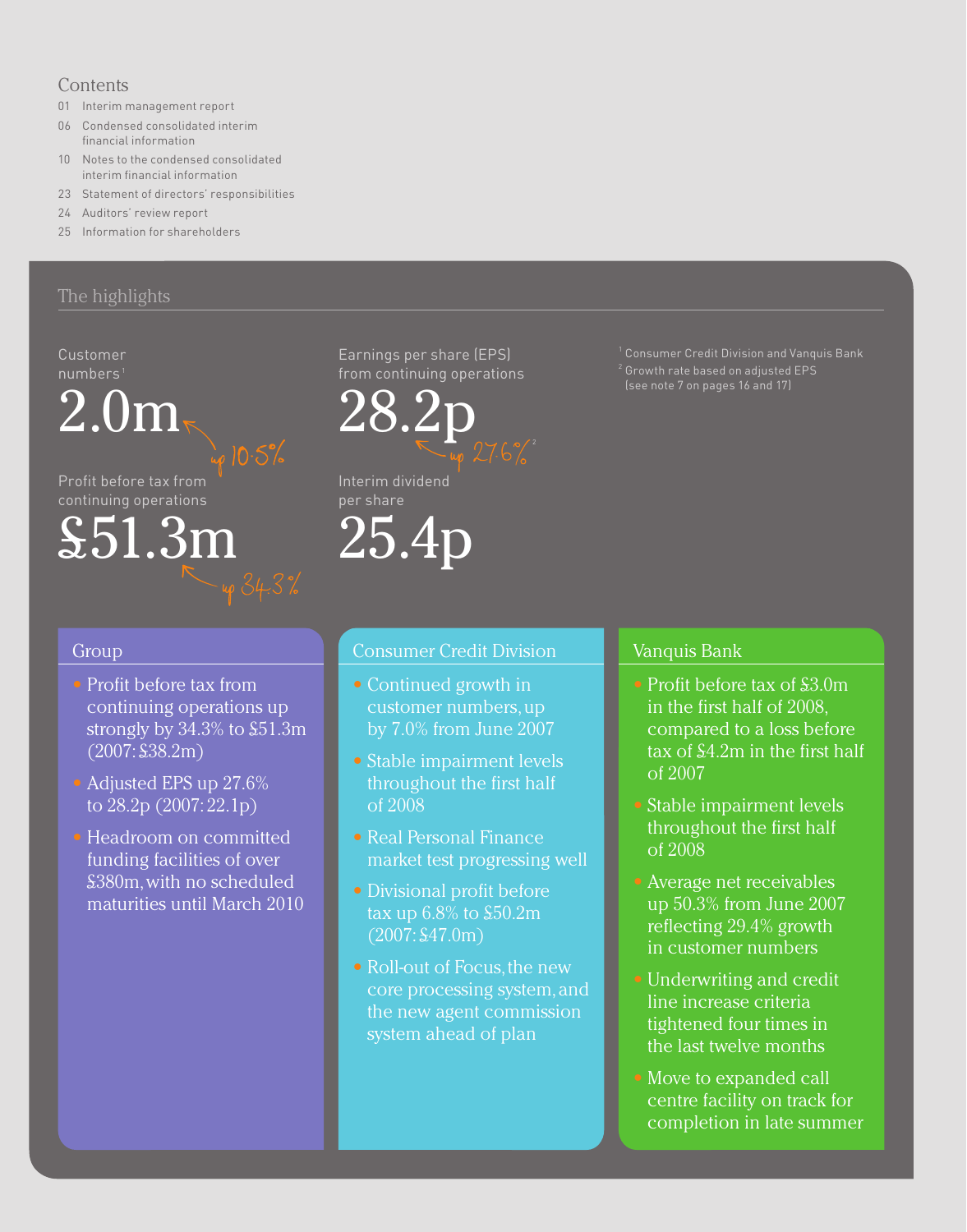## Contents

- 01 Interim management report
- 06 Condensed consolidated interim financial information
- 10 Notes to the condensed consolidated interim financial information
- 23 Statement of directors' responsibilities
- 24 Auditors' review report
- 25 Information for shareholders

## The highlights

Customer numbers[1]

**2.0m** up 10.5%

Profit before tax from continuing operations

**£51.3m** up 34.3%

Earnings per share (EPS) from continuing operations

**28.2p** up 27.6%[2]

Interim dividend per share

**25.4p**

[1] Consumer Credit Division and Vanquis Bank

[2] Growth rate based on adjusted EPS (see note 7 on pages 16 and 17)

### Group

- Profit before tax from continuing operations up strongly by 34.3% to £51.3m (2007: £38.2m)
- Adjusted EPS up 27.6% to 28.2p (2007: 22.1p)
- Headroom on committed funding facilities of over £380m, with no scheduled maturities until March 2010

### Consumer Credit Division

- Continued growth in customer numbers, up by 7.0% from June 2007
- Stable impairment levels throughout the first half of 2008
- Real Personal Finance market test progressing well
- Divisional profit before tax up 6.8% to £50.2m (2007: £47.0m)
- Roll-out of Focus, the new core processing system, and the new agent commission system ahead of plan

### Vanquis Bank

- Profit before tax of £3.0m in the first half of 2008, compared to a loss before tax of £4.2m in the first half of 2007
- Stable impairment levels throughout the first half of 2008
- Average net receivables up 50.3% from June 2007 reflecting 29.4% growth in customer numbers
- Underwriting and credit line increase criteria tightened four times in the last twelve months
- Move to expanded call centre facility on track for completion in late summer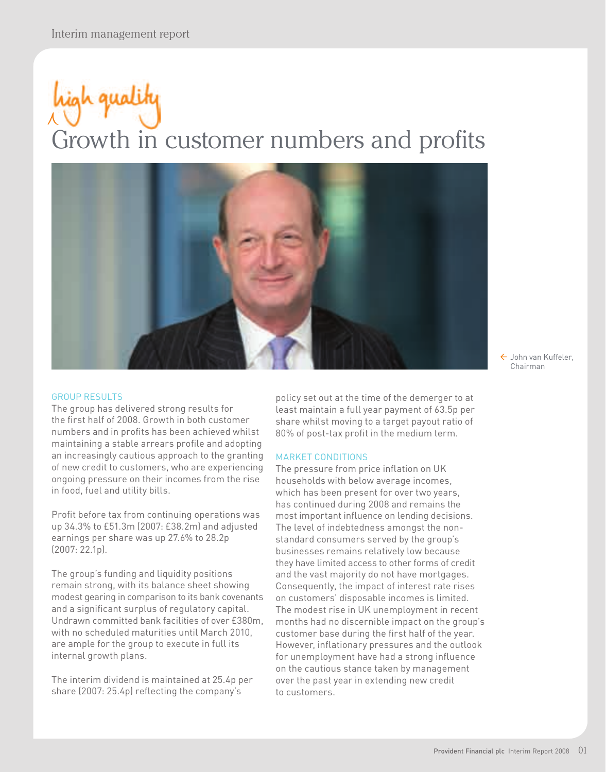# high quality Growth in customer numbers and profits

John van Kuffeler, Chairman

## GROUP RESULTS

The group has delivered strong results for the first half of 2008. Growth in both customer numbers and in profits has been achieved whilst maintaining a stable arrears profile and adopting an increasingly cautious approach to the granting of new credit to customers, who are experiencing ongoing pressure on their incomes from the rise in food, fuel and utility bills.

Profit before tax from continuing operations was up 34.3% to £51.3m (2007: £38.2m) and adjusted earnings per share was up 27.6% to 28.2p (2007: 22.1p).

The group's funding and liquidity positions remain strong, with its balance sheet showing modest gearing in comparison to its bank covenants and a significant surplus of regulatory capital. Undrawn committed bank facilities of over £380m, with no scheduled maturities until March 2010, are ample for the group to execute in full its internal growth plans.

The interim dividend is maintained at 25.4p per share (2007: 25.4p) reflecting the company's policy set out at the time of the demerger to at least maintain a full year payment of 63.5p per share whilst moving to a target payout ratio of 80% of post-tax profit in the medium term.

## MARKET CONDITIONS

The pressure from price inflation on UK households with below average incomes, which has been present for over two years, has continued during 2008 and remains the most important influence on lending decisions. The level of indebtedness amongst the non-standard consumers served by the group's businesses remains relatively low because they have limited access to other forms of credit and the vast majority do not have mortgages. Consequently, the impact of interest rate rises on customers' disposable incomes is limited. The modest rise in UK unemployment in recent months had no discernible impact on the group's customer base during the first half of the year. However, inflationary pressures and the outlook for unemployment have had a strong influence on the cautious stance taken by management over the past year in extending new credit to customers.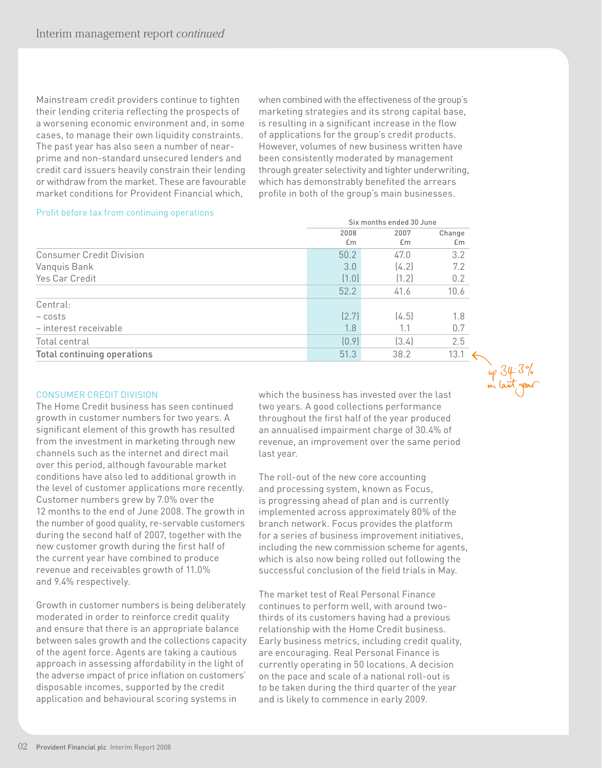Mainstream credit providers continue to tighten their lending criteria reflecting the prospects of a worsening economic environment and, in some cases, to manage their own liquidity constraints. The past year has also seen a number of near-prime and non-standard unsecured lenders and credit card issuers heavily constrain their lending or withdraw from the market. These are favourable market conditions for Provident Financial which, when combined with the effectiveness of the group's marketing strategies and its strong capital base, is resulting in a significant increase in the flow of applications for the group's credit products. However, volumes of new business written have been consistently moderated by management through greater selectivity and tighter underwriting, which has demonstrably benefited the arrears profile in both of the group's main businesses.

Profit before tax from continuing operations

| | Six months ended 30 June | | |
|---|---|---|---|
| | 2008 £m | 2007 £m | Change £m |
| Consumer Credit Division | 50.2 | 47.0 | 3.2 |
| Vanquis Bank | 3.0 | (4.2) | 7.2 |
| Yes Car Credit | (1.0) | (1.2) | 0.2 |
| | 52.2 | 41.6 | 10.6 |
| Central: | | | |
| – costs | (2.7) | (4.5) | 1.8 |
| – interest receivable | 1.8 | 1.1 | 0.7 |
| Total central | (0.9) | (3.4) | 2.5 |
| **Total continuing operations** | 51.3 | 38.2 | 13.1 |

up 34.3% on last year

## CONSUMER CREDIT DIVISION

The Home Credit business has seen continued growth in customer numbers for two years. A significant element of this growth has resulted from the investment in marketing through new channels such as the internet and direct mail over this period, although favourable market conditions have also led to additional growth in the level of customer applications more recently. Customer numbers grew by 7.0% over the 12 months to the end of June 2008. The growth in the number of good quality, re-servable customers during the second half of 2007, together with the new customer growth during the first half of the current year have combined to produce revenue and receivables growth of 11.0% and 9.4% respectively.

Growth in customer numbers is being deliberately moderated in order to reinforce credit quality and ensure that there is an appropriate balance between sales growth and the collections capacity of the agent force. Agents are taking a cautious approach in assessing affordability in the light of the adverse impact of price inflation on customers' disposable incomes, supported by the credit application and behavioural scoring systems in which the business has invested over the last two years. A good collections performance throughout the first half of the year produced an annualised impairment charge of 30.4% of revenue, an improvement over the same period last year.

The roll-out of the new core accounting and processing system, known as Focus, is progressing ahead of plan and is currently implemented across approximately 80% of the branch network. Focus provides the platform for a series of business improvement initiatives, including the new commission scheme for agents, which is also now being rolled out following the successful conclusion of the field trials in May.

The market test of Real Personal Finance continues to perform well, with around two-thirds of its customers having had a previous relationship with the Home Credit business. Early business metrics, including credit quality, are encouraging. Real Personal Finance is currently operating in 50 locations. A decision on the pace and scale of a national roll-out is to be taken during the third quarter of the year and is likely to commence in early 2009.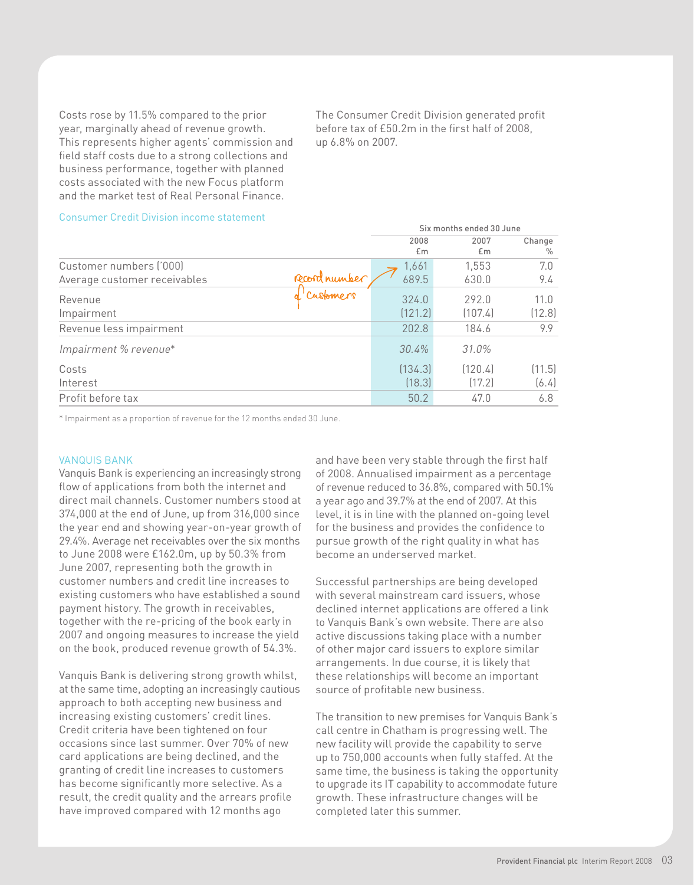Costs rose by 11.5% compared to the prior year, marginally ahead of revenue growth. This represents higher agents' commission and field staff costs due to a strong collections and business performance, together with planned costs associated with the new Focus platform and the market test of Real Personal Finance.

The Consumer Credit Division generated profit before tax of £50.2m in the first half of 2008, up 6.8% on 2007.

Consumer Credit Division income statement

| | Six months ended 30 June | | |
|---|---|---|---|
| | 2008 £m | 2007 £m | Change % |
| Customer numbers ('000) | 1,661 | 1,553 | 7.0 |
| Average customer receivables | 689.5 | 630.0 | 9.4 |
| Revenue | 324.0 | 292.0 | 11.0 |
| Impairment | (121.2) | (107.4) | (12.8) |
| Revenue less impairment | 202.8 | 184.6 | 9.9 |
| *Impairment % revenue** | *30.4%* | *31.0%* | |
| Costs | (134.3) | (120.4) | (11.5) |
| Interest | (18.3) | (17.2) | (6.4) |
| Profit before tax | 50.2 | 47.0 | 6.8 |

Record number of customers

\* Impairment as a proportion of revenue for the 12 months ended 30 June.

## VANQUIS BANK

Vanquis Bank is experiencing an increasingly strong flow of applications from both the internet and direct mail channels. Customer numbers stood at 374,000 at the end of June, up from 316,000 since the year end and showing year-on-year growth of 29.4%. Average net receivables over the six months to June 2008 were £162.0m, up by 50.3% from June 2007, representing both the growth in customer numbers and credit line increases to existing customers who have established a sound payment history. The growth in receivables, together with the re-pricing of the book early in 2007 and ongoing measures to increase the yield on the book, produced revenue growth of 54.3%.

Vanquis Bank is delivering strong growth whilst, at the same time, adopting an increasingly cautious approach to both accepting new business and increasing existing customers' credit lines. Credit criteria have been tightened on four occasions since last summer. Over 70% of new card applications are being declined, and the granting of credit line increases to customers has become significantly more selective. As a result, the credit quality and the arrears profile have improved compared with 12 months ago and have been very stable through the first half of 2008. Annualised impairment as a percentage of revenue reduced to 36.8%, compared with 50.1% a year ago and 39.7% at the end of 2007. At this level, it is in line with the planned on-going level for the business and provides the confidence to pursue growth of the right quality in what has become an underserved market.

Successful partnerships are being developed with several mainstream card issuers, whose declined internet applications are offered a link to Vanquis Bank's own website. There are also active discussions taking place with a number of other major card issuers to explore similar arrangements. In due course, it is likely that these relationships will become an important source of profitable new business.

The transition to new premises for Vanquis Bank's call centre in Chatham is progressing well. The new facility will provide the capability to serve up to 750,000 accounts when fully staffed. At the same time, the business is taking the opportunity to upgrade its IT capability to accommodate future growth. These infrastructure changes will be completed later this summer.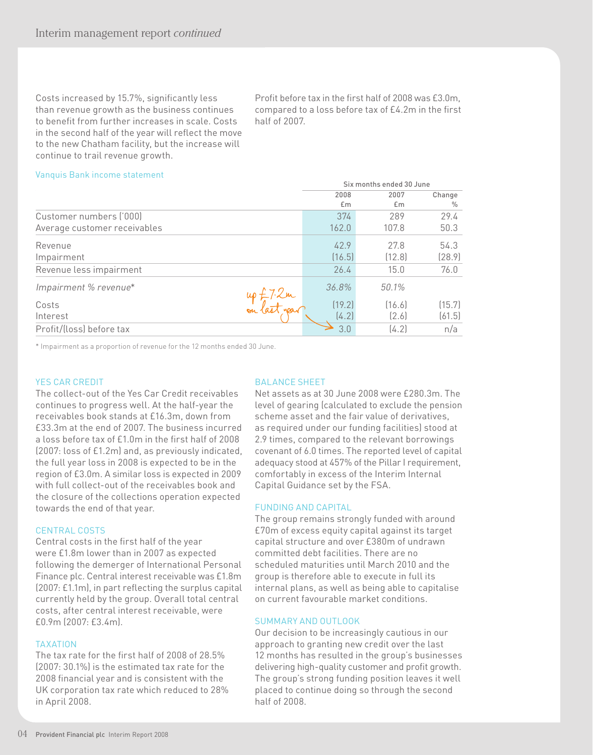Costs increased by 15.7%, significantly less than revenue growth as the business continues to benefit from further increases in scale. Costs in the second half of the year will reflect the move to the new Chatham facility, but the increase will continue to trail revenue growth.

Profit before tax in the first half of 2008 was £3.0m, compared to a loss before tax of £4.2m in the first half of 2007.

Vanquis Bank income statement

| | Six months ended 30 June | | |
|---|---|---|---|
| | 2008 £m | 2007 £m | Change % |
| Customer numbers ('000) | 374 | 289 | 29.4 |
| Average customer receivables | 162.0 | 107.8 | 50.3 |
| Revenue | 42.9 | 27.8 | 54.3 |
| Impairment | (16.5) | (12.8) | (28.9) |
| Revenue less impairment | 26.4 | 15.0 | 76.0 |
| *Impairment % revenue** | *36.8%* | *50.1%* | |
| Costs | (19.2) | (16.6) | (15.7) |
| Interest | (4.2) | (2.6) | (61.5) |
| Profit/(loss) before tax | 3.0 | (4.2) | n/a |

up £7.2m on last year

\* Impairment as a proportion of revenue for the 12 months ended 30 June.

## YES CAR CREDIT

The collect-out of the Yes Car Credit receivables continues to progress well. At the half-year the receivables book stands at £16.3m, down from £33.3m at the end of 2007. The business incurred a loss before tax of £1.0m in the first half of 2008 (2007: loss of £1.2m) and, as previously indicated, the full year loss in 2008 is expected to be in the region of £3.0m. A similar loss is expected in 2009 with full collect-out of the receivables book and the closure of the collections operation expected towards the end of that year.

## CENTRAL COSTS

Central costs in the first half of the year were £1.8m lower than in 2007 as expected following the demerger of International Personal Finance plc. Central interest receivable was £1.8m (2007: £1.1m), in part reflecting the surplus capital currently held by the group. Overall total central costs, after central interest receivable, were £0.9m (2007: £3.4m).

## TAXATION

The tax rate for the first half of 2008 of 28.5% (2007: 30.1%) is the estimated tax rate for the 2008 financial year and is consistent with the UK corporation tax rate which reduced to 28% in April 2008.

## BALANCE SHEET

Net assets as at 30 June 2008 were £280.3m. The level of gearing (calculated to exclude the pension scheme asset and the fair value of derivatives, as required under our funding facilities) stood at 2.9 times, compared to the relevant borrowings covenant of 6.0 times. The reported level of capital adequacy stood at 457% of the Pillar I requirement, comfortably in excess of the Interim Internal Capital Guidance set by the FSA.

## FUNDING AND CAPITAL

The group remains strongly funded with around £70m of excess equity capital against its target capital structure and over £380m of undrawn committed debt facilities. There are no scheduled maturities until March 2010 and the group is therefore able to execute in full its internal plans, as well as being able to capitalise on current favourable market conditions.

## SUMMARY AND OUTLOOK

Our decision to be increasingly cautious in our approach to granting new credit over the last 12 months has resulted in the group's businesses delivering high-quality customer and profit growth. The group's strong funding position leaves it well placed to continue doing so through the second half of 2008.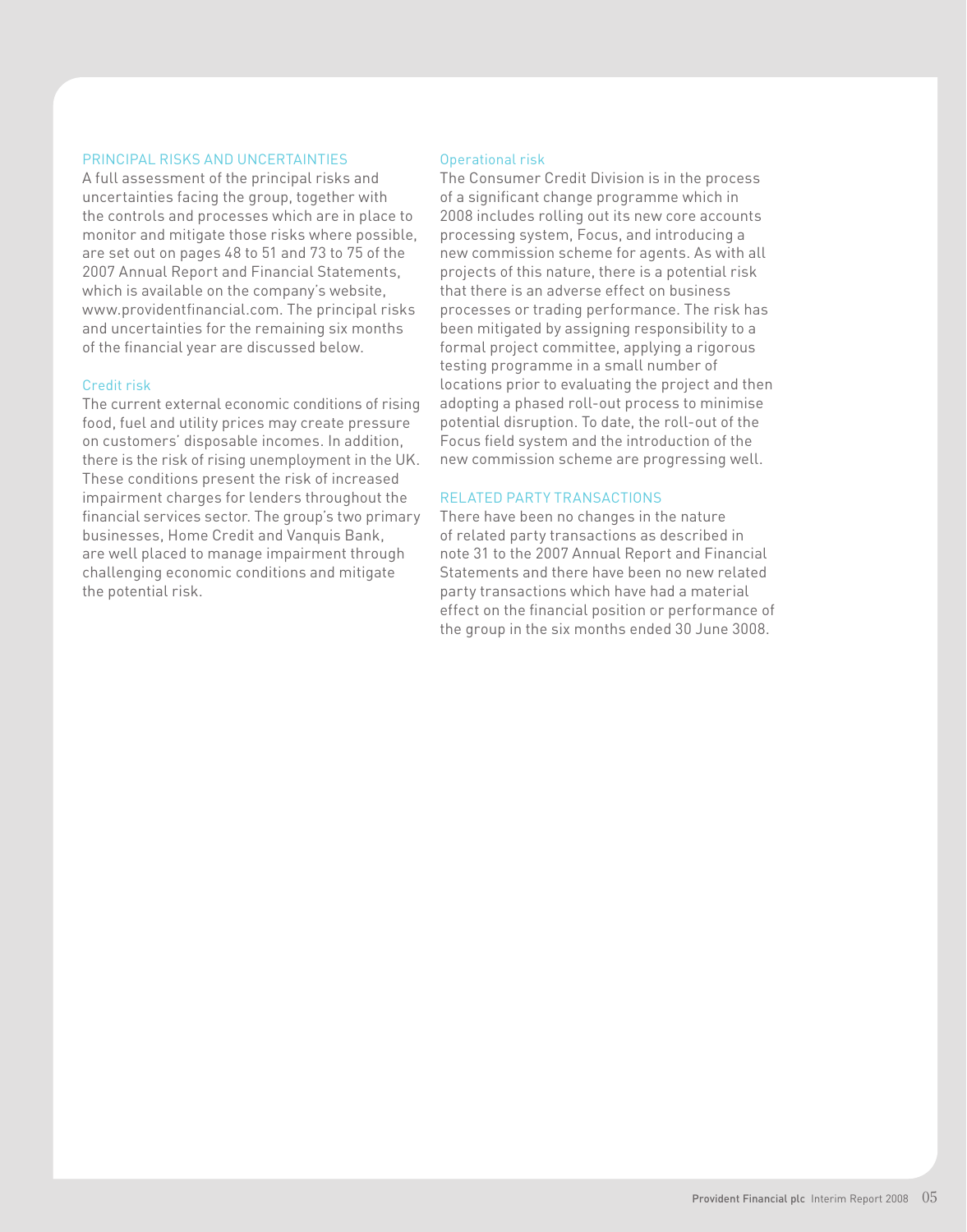## PRINCIPAL RISKS AND UNCERTAINTIES

A full assessment of the principal risks and uncertainties facing the group, together with the controls and processes which are in place to monitor and mitigate those risks where possible, are set out on pages 48 to 51 and 73 to 75 of the 2007 Annual Report and Financial Statements, which is available on the company's website, www.providentfinancial.com. The principal risks and uncertainties for the remaining six months of the financial year are discussed below.

### Credit risk

The current external economic conditions of rising food, fuel and utility prices may create pressure on customers' disposable incomes. In addition, there is the risk of rising unemployment in the UK. These conditions present the risk of increased impairment charges for lenders throughout the financial services sector. The group's two primary businesses, Home Credit and Vanquis Bank, are well placed to manage impairment through challenging economic conditions and mitigate the potential risk.

### Operational risk

The Consumer Credit Division is in the process of a significant change programme which in 2008 includes rolling out its new core accounts processing system, Focus, and introducing a new commission scheme for agents. As with all projects of this nature, there is a potential risk that there is an adverse effect on business processes or trading performance. The risk has been mitigated by assigning responsibility to a formal project committee, applying a rigorous testing programme in a small number of locations prior to evaluating the project and then adopting a phased roll-out process to minimise potential disruption. To date, the roll-out of the Focus field system and the introduction of the new commission scheme are progressing well.

## RELATED PARTY TRANSACTIONS

There have been no changes in the nature of related party transactions as described in note 31 to the 2007 Annual Report and Financial Statements and there have been no new related party transactions which have had a material effect on the financial position or performance of the group in the six months ended 30 June 2008.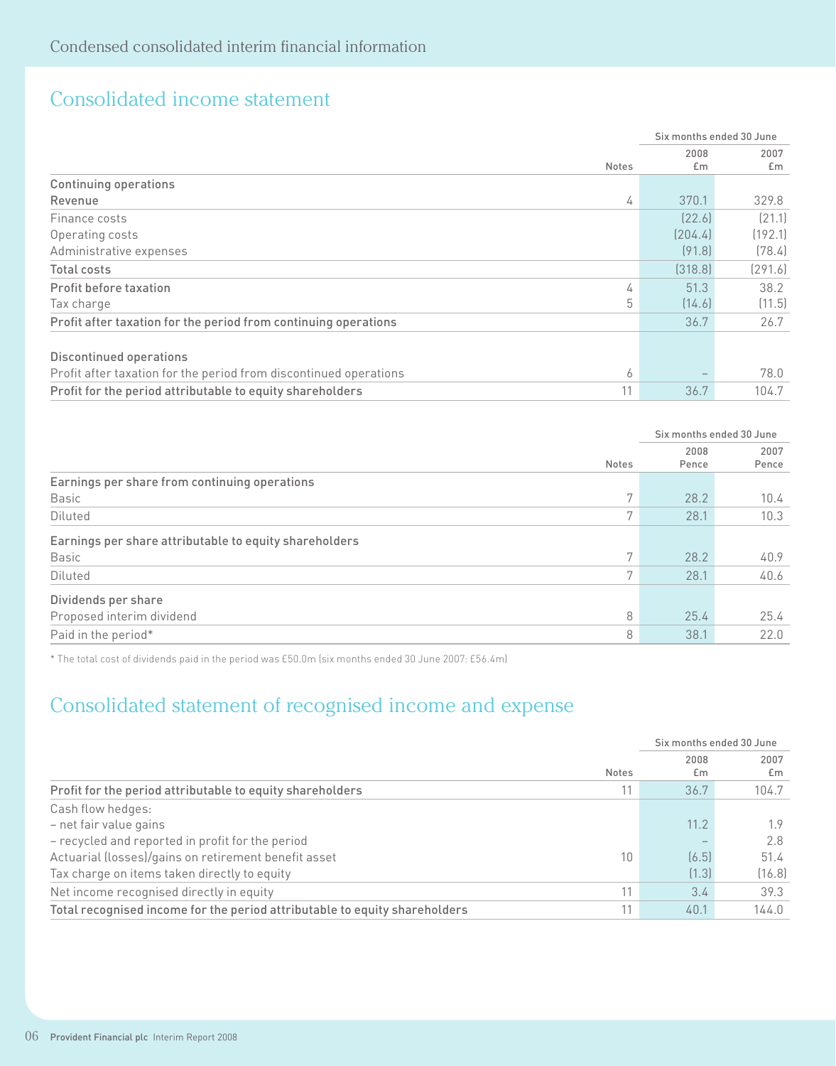# Condensed consolidated interim financial information

## Consolidated income statement

| | Notes | Six months ended 30 June 2008 £m | Six months ended 30 June 2007 £m |
|---|---|---|---|
| **Continuing operations** | | | |
| Revenue | 4 | 370.1 | 329.8 |
| Finance costs | | (22.6) | (21.1) |
| Operating costs | | (204.4) | (192.1) |
| Administrative expenses | | (91.8) | (78.4) |
| **Total costs** | | (318.8) | (291.6) |
| **Profit before taxation** | 4 | 51.3 | 38.2 |
| Tax charge | 5 | (14.6) | (11.5) |
| **Profit after taxation for the period from continuing operations** | | 36.7 | 26.7 |
| **Discontinued operations** | | | |
| Profit after taxation for the period from discontinued operations | 6 | – | 78.0 |
| **Profit for the period attributable to equity shareholders** | 11 | 36.7 | 104.7 |

| | Notes | Six months ended 30 June 2008 Pence | Six months ended 30 June 2007 Pence |
|---|---|---|---|
| **Earnings per share from continuing operations** | | | |
| Basic | 7 | 28.2 | 10.4 |
| Diluted | 7 | 28.1 | 10.3 |
| **Earnings per share attributable to equity shareholders** | | | |
| Basic | 7 | 28.2 | 40.9 |
| Diluted | 7 | 28.1 | 40.6 |
| **Dividends per share** | | | |
| Proposed interim dividend | 8 | 25.4 | 25.4 |
| Paid in the period* | 8 | 38.1 | 22.0 |

* The total cost of dividends paid in the period was £50.0m (six months ended 30 June 2007: £56.4m)

## Consolidated statement of recognised income and expense

| | Notes | Six months ended 30 June 2008 £m | Six months ended 30 June 2007 £m |
|---|---|---|---|
| **Profit for the period attributable to equity shareholders** | 11 | 36.7 | 104.7 |
| Cash flow hedges: | | | |
| – net fair value gains | | 11.2 | 1.9 |
| – recycled and reported in profit for the period | | – | 2.8 |
| Actuarial (losses)/gains on retirement benefit asset | 10 | (6.5) | 51.4 |
| Tax charge on items taken directly to equity | | (1.3) | (16.8) |
| Net income recognised directly in equity | 11 | 3.4 | 39.3 |
| **Total recognised income for the period attributable to equity shareholders** | 11 | 40.1 | 144.0 |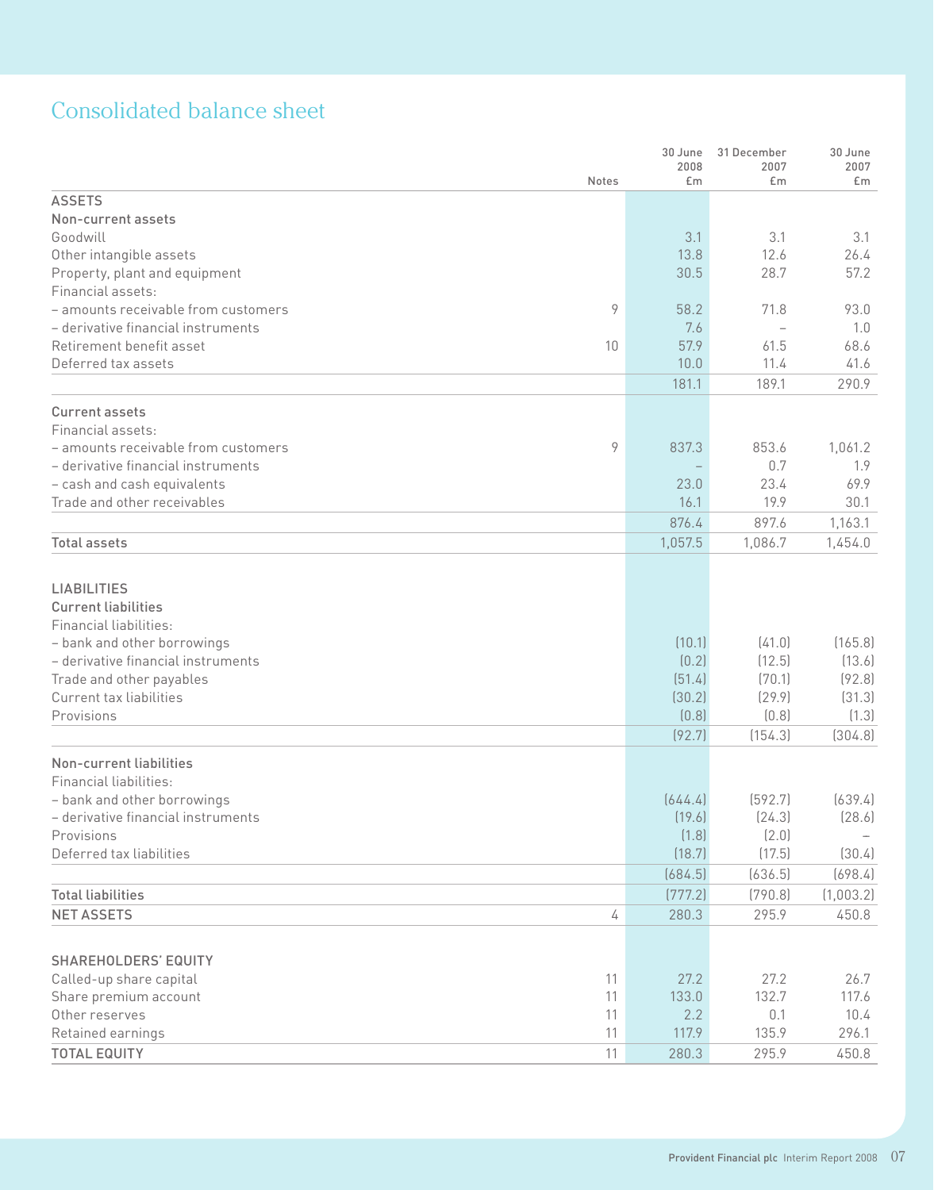# Consolidated balance sheet

| | Notes | 30 June 2008 £m | 31 December 2007 £m | 30 June 2007 £m |
|---|---|---|---|---|
| **ASSETS** | | | | |
| **Non-current assets** | | | | |
| Goodwill | | 3.1 | 3.1 | 3.1 |
| Other intangible assets | | 13.8 | 12.6 | 26.4 |
| Property, plant and equipment | | 30.5 | 28.7 | 57.2 |
| Financial assets: | | | | |
| – amounts receivable from customers | 9 | 58.2 | 71.8 | 93.0 |
| – derivative financial instruments | | 7.6 | – | 1.0 |
| Retirement benefit asset | 10 | 57.9 | 61.5 | 68.6 |
| Deferred tax assets | | 10.0 | 11.4 | 41.6 |
| | | 181.1 | 189.1 | 290.9 |
| **Current assets** | | | | |
| Financial assets: | | | | |
| – amounts receivable from customers | 9 | 837.3 | 853.6 | 1,061.2 |
| – derivative financial instruments | | – | 0.7 | 1.9 |
| – cash and cash equivalents | | 23.0 | 23.4 | 69.9 |
| Trade and other receivables | | 16.1 | 19.9 | 30.1 |
| | | 876.4 | 897.6 | 1,163.1 |
| **Total assets** | | 1,057.5 | 1,086.7 | 1,454.0 |
| **LIABILITIES** | | | | |
| **Current liabilities** | | | | |
| Financial liabilities: | | | | |
| – bank and other borrowings | | (10.1) | (41.0) | (165.8) |
| – derivative financial instruments | | (0.2) | (12.5) | (13.6) |
| Trade and other payables | | (51.4) | (70.1) | (92.8) |
| Current tax liabilities | | (30.2) | (29.9) | (31.3) |
| Provisions | | (0.8) | (0.8) | (1.3) |
| | | (92.7) | (154.3) | (304.8) |
| **Non-current liabilities** | | | | |
| Financial liabilities: | | | | |
| – bank and other borrowings | | (644.4) | (592.7) | (639.4) |
| – derivative financial instruments | | (19.6) | (24.3) | (28.6) |
| Provisions | | (1.8) | (2.0) | – |
| Deferred tax liabilities | | (18.7) | (17.5) | (30.4) |
| | | (684.5) | (636.5) | (698.4) |
| **Total liabilities** | | (777.2) | (790.8) | (1,003.2) |
| **NET ASSETS** | 4 | 280.3 | 295.9 | 450.8 |
| **SHAREHOLDERS' EQUITY** | | | | |
| Called-up share capital | 11 | 27.2 | 27.2 | 26.7 |
| Share premium account | 11 | 133.0 | 132.7 | 117.6 |
| Other reserves | 11 | 2.2 | 0.1 | 10.4 |
| Retained earnings | 11 | 117.9 | 135.9 | 296.1 |
| **TOTAL EQUITY** | 11 | 280.3 | 295.9 | 450.8 |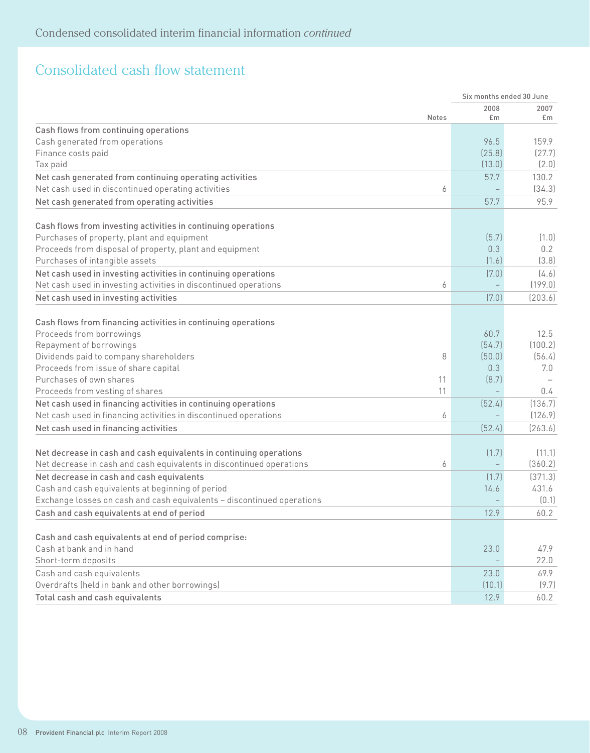## Consolidated cash flow statement

| | Notes | Six months ended 30 June 2008 £m | Six months ended 30 June 2007 £m |
|---|---|---|---|
| **Cash flows from continuing operations** | | | |
| Cash generated from operations | | 96.5 | 159.9 |
| Finance costs paid | | (25.8) | (27.7) |
| Tax paid | | (13.0) | (2.0) |
| Net cash generated from continuing operating activities | | 57.7 | 130.2 |
| Net cash used in discontinued operating activities | 6 | – | (34.3) |
| Net cash generated from operating activities | | 57.7 | 95.9 |
| **Cash flows from investing activities in continuing operations** | | | |
| Purchases of property, plant and equipment | | (5.7) | (1.0) |
| Proceeds from disposal of property, plant and equipment | | 0.3 | 0.2 |
| Purchases of intangible assets | | (1.6) | (3.8) |
| Net cash used in investing activities in continuing operations | | (7.0) | (4.6) |
| Net cash used in investing activities in discontinued operations | 6 | – | (199.0) |
| Net cash used in investing activities | | (7.0) | (203.6) |
| **Cash flows from financing activities in continuing operations** | | | |
| Proceeds from borrowings | | 60.7 | 12.5 |
| Repayment of borrowings | | (54.7) | (100.2) |
| Dividends paid to company shareholders | 8 | (50.0) | (56.4) |
| Proceeds from issue of share capital | | 0.3 | 7.0 |
| Purchases of own shares | 11 | (8.7) | – |
| Proceeds from vesting of shares | 11 | – | 0.4 |
| Net cash used in financing activities in continuing operations | | (52.4) | (136.7) |
| Net cash used in financing activities in discontinued operations | 6 | – | (126.9) |
| Net cash used in financing activities | | (52.4) | (263.6) |
| Net decrease in cash and cash equivalents in continuing operations | | (1.7) | (11.1) |
| Net decrease in cash and cash equivalents in discontinued operations | 6 | – | (360.2) |
| Net decrease in cash and cash equivalents | | (1.7) | (371.3) |
| Cash and cash equivalents at beginning of period | | 14.6 | 431.6 |
| Exchange losses on cash and cash equivalents – discontinued operations | | – | (0.1) |
| Cash and cash equivalents at end of period | | 12.9 | 60.2 |
| **Cash and cash equivalents at end of period comprise:** | | | |
| Cash at bank and in hand | | 23.0 | 47.9 |
| Short-term deposits | | – | 22.0 |
| Cash and cash equivalents | | 23.0 | 69.9 |
| Overdrafts (held in bank and other borrowings) | | (10.1) | (9.7) |
| Total cash and cash equivalents | | 12.9 | 60.2 |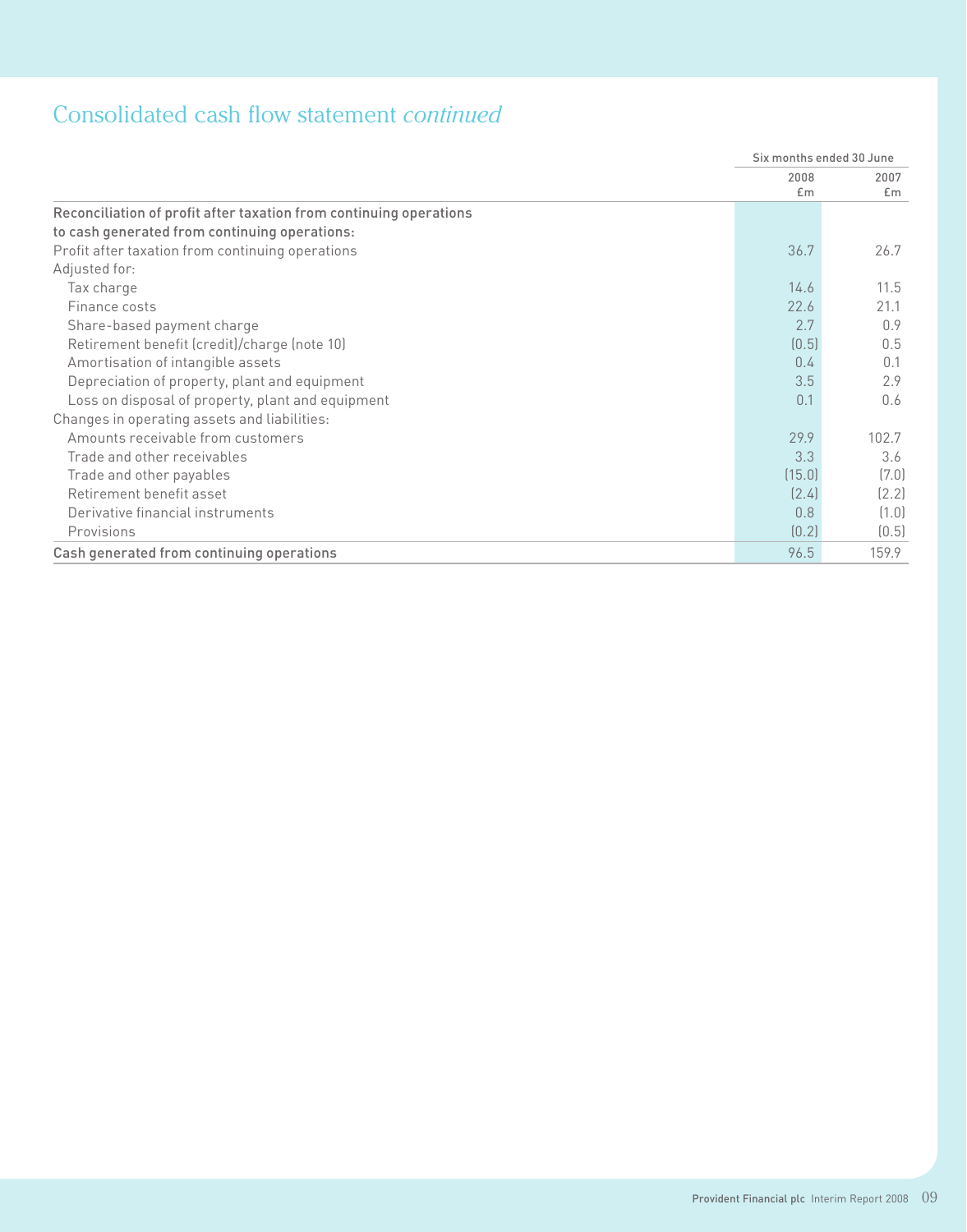# Consolidated cash flow statement *continued*

| | Six months ended 30 June | |
|---|---|---|
| | 2008 £m | 2007 £m |
| **Reconciliation of profit after taxation from continuing operations to cash generated from continuing operations:** | | |
| Profit after taxation from continuing operations | 36.7 | 26.7 |
| Adjusted for: | | |
| Tax charge | 14.6 | 11.5 |
| Finance costs | 22.6 | 21.1 |
| Share-based payment charge | 2.7 | 0.9 |
| Retirement benefit (credit)/charge (note 10) | (0.5) | 0.5 |
| Amortisation of intangible assets | 0.4 | 0.1 |
| Depreciation of property, plant and equipment | 3.5 | 2.9 |
| Loss on disposal of property, plant and equipment | 0.1 | 0.6 |
| Changes in operating assets and liabilities: | | |
| Amounts receivable from customers | 29.9 | 102.7 |
| Trade and other receivables | 3.3 | 3.6 |
| Trade and other payables | (15.0) | (7.0) |
| Retirement benefit asset | (2.4) | (2.2) |
| Derivative financial instruments | 0.8 | (1.0) |
| Provisions | (0.2) | (0.5) |
| **Cash generated from continuing operations** | 96.5 | 159.9 |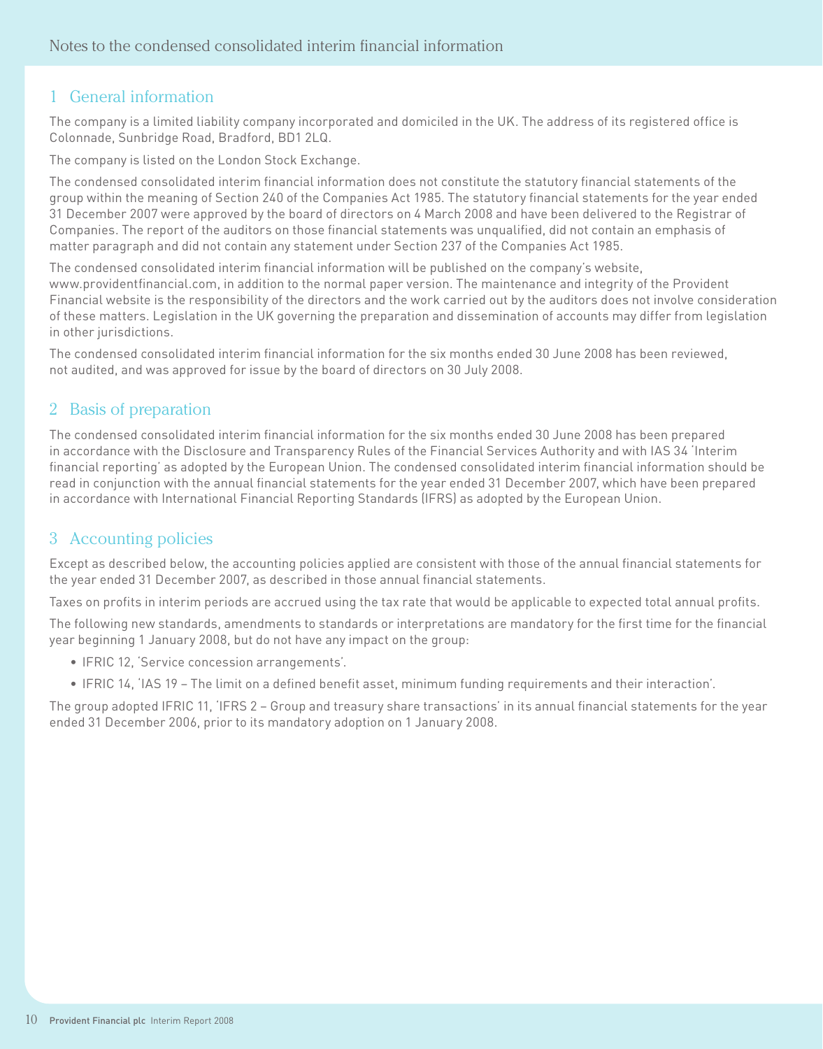# Notes to the condensed consolidated interim financial information

## 1 General information

The company is a limited liability company incorporated and domiciled in the UK. The address of its registered office is Colonnade, Sunbridge Road, Bradford, BD1 2LQ.

The company is listed on the London Stock Exchange.

The condensed consolidated interim financial information does not constitute the statutory financial statements of the group within the meaning of Section 240 of the Companies Act 1985. The statutory financial statements for the year ended 31 December 2007 were approved by the board of directors on 4 March 2008 and have been delivered to the Registrar of Companies. The report of the auditors on those financial statements was unqualified, did not contain an emphasis of matter paragraph and did not contain any statement under Section 237 of the Companies Act 1985.

The condensed consolidated interim financial information will be published on the company's website, www.providentfinancial.com, in addition to the normal paper version. The maintenance and integrity of the Provident Financial website is the responsibility of the directors and the work carried out by the auditors does not involve consideration of these matters. Legislation in the UK governing the preparation and dissemination of accounts may differ from legislation in other jurisdictions.

The condensed consolidated interim financial information for the six months ended 30 June 2008 has been reviewed, not audited, and was approved for issue by the board of directors on 30 July 2008.

## 2 Basis of preparation

The condensed consolidated interim financial information for the six months ended 30 June 2008 has been prepared in accordance with the Disclosure and Transparency Rules of the Financial Services Authority and with IAS 34 'Interim financial reporting' as adopted by the European Union. The condensed consolidated interim financial information should be read in conjunction with the annual financial statements for the year ended 31 December 2007, which have been prepared in accordance with International Financial Reporting Standards (IFRS) as adopted by the European Union.

## 3 Accounting policies

Except as described below, the accounting policies applied are consistent with those of the annual financial statements for the year ended 31 December 2007, as described in those annual financial statements.

Taxes on profits in interim periods are accrued using the tax rate that would be applicable to expected total annual profits.

The following new standards, amendments to standards or interpretations are mandatory for the first time for the financial year beginning 1 January 2008, but do not have any impact on the group:

- IFRIC 12, 'Service concession arrangements'.
- IFRIC 14, 'IAS 19 – The limit on a defined benefit asset, minimum funding requirements and their interaction'.

The group adopted IFRIC 11, 'IFRS 2 – Group and treasury share transactions' in its annual financial statements for the year ended 31 December 2006, prior to its mandatory adoption on 1 January 2008.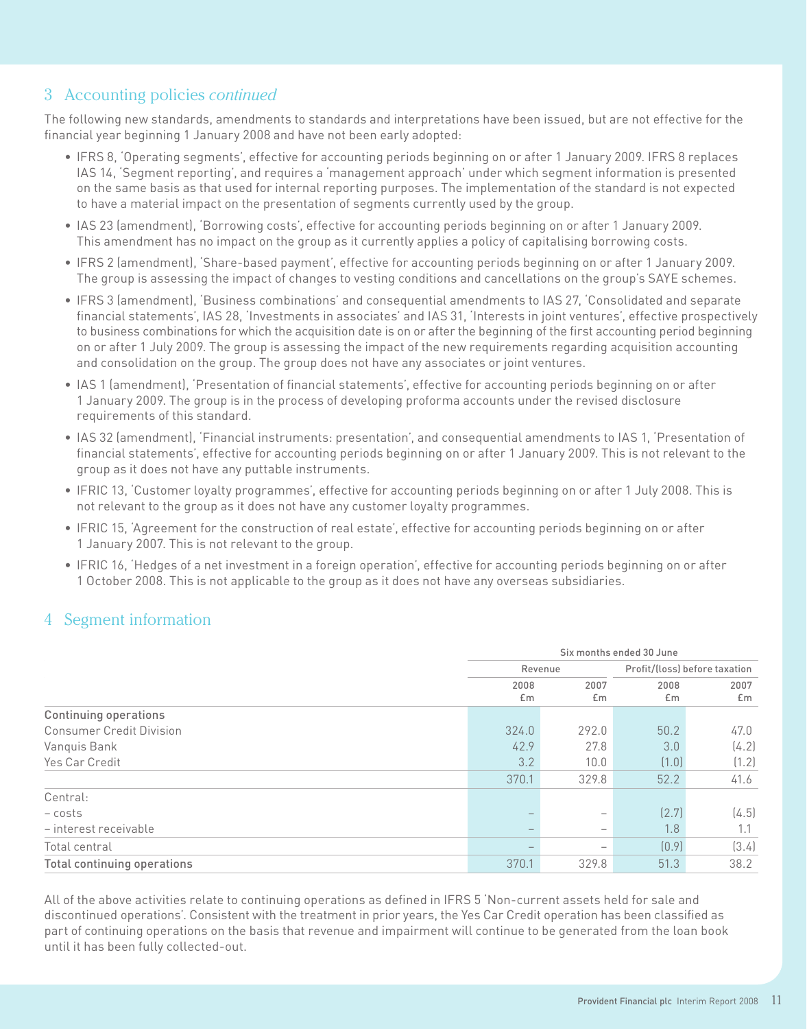## 3 Accounting policies *continued*

The following new standards, amendments to standards and interpretations have been issued, but are not effective for the financial year beginning 1 January 2008 and have not been early adopted:

- IFRS 8, 'Operating segments', effective for accounting periods beginning on or after 1 January 2009. IFRS 8 replaces IAS 14, 'Segment reporting', and requires a 'management approach' under which segment information is presented on the same basis as that used for internal reporting purposes. The implementation of the standard is not expected to have a material impact on the presentation of segments currently used by the group.
- IAS 23 (amendment), 'Borrowing costs', effective for accounting periods beginning on or after 1 January 2009. This amendment has no impact on the group as it currently applies a policy of capitalising borrowing costs.
- IFRS 2 (amendment), 'Share-based payment', effective for accounting periods beginning on or after 1 January 2009. The group is assessing the impact of changes to vesting conditions and cancellations on the group's SAYE schemes.
- IFRS 3 (amendment), 'Business combinations' and consequential amendments to IAS 27, 'Consolidated and separate financial statements', IAS 28, 'Investments in associates' and IAS 31, 'Interests in joint ventures', effective prospectively to business combinations for which the acquisition date is on or after the beginning of the first accounting period beginning on or after 1 July 2009. The group is assessing the impact of the new requirements regarding acquisition accounting and consolidation on the group. The group does not have any associates or joint ventures.
- IAS 1 (amendment), 'Presentation of financial statements', effective for accounting periods beginning on or after 1 January 2009. The group is in the process of developing proforma accounts under the revised disclosure requirements of this standard.
- IAS 32 (amendment), 'Financial instruments: presentation', and consequential amendments to IAS 1, 'Presentation of financial statements', effective for accounting periods beginning on or after 1 January 2009. This is not relevant to the group as it does not have any puttable instruments.
- IFRIC 13, 'Customer loyalty programmes', effective for accounting periods beginning on or after 1 July 2008. This is not relevant to the group as it does not have any customer loyalty programmes.
- IFRIC 15, 'Agreement for the construction of real estate', effective for accounting periods beginning on or after 1 January 2007. This is not relevant to the group.
- IFRIC 16, 'Hedges of a net investment in a foreign operation', effective for accounting periods beginning on or after 1 October 2008. This is not applicable to the group as it does not have any overseas subsidiaries.

## 4 Segment information

| | Six months ended 30 June | | | |
|---|---|---|---|---|
| | Revenue | | Profit/(loss) before taxation | |
| | 2008 £m | 2007 £m | 2008 £m | 2007 £m |
| **Continuing operations** | | | | |
| Consumer Credit Division | 324.0 | 292.0 | 50.2 | 47.0 |
| Vanquis Bank | 42.9 | 27.8 | 3.0 | (4.2) |
| Yes Car Credit | 3.2 | 10.0 | (1.0) | (1.2) |
| | 370.1 | 329.8 | 52.2 | 41.6 |
| Central: | | | | |
| – costs | – | – | (2.7) | (4.5) |
| – interest receivable | – | – | 1.8 | 1.1 |
| Total central | – | – | (0.9) | (3.4) |
| **Total continuing operations** | 370.1 | 329.8 | 51.3 | 38.2 |

All of the above activities relate to continuing operations as defined in IFRS 5 'Non-current assets held for sale and discontinued operations'. Consistent with the treatment in prior years, the Yes Car Credit operation has been classified as part of continuing operations on the basis that revenue and impairment will continue to be generated from the loan book until it has been fully collected-out.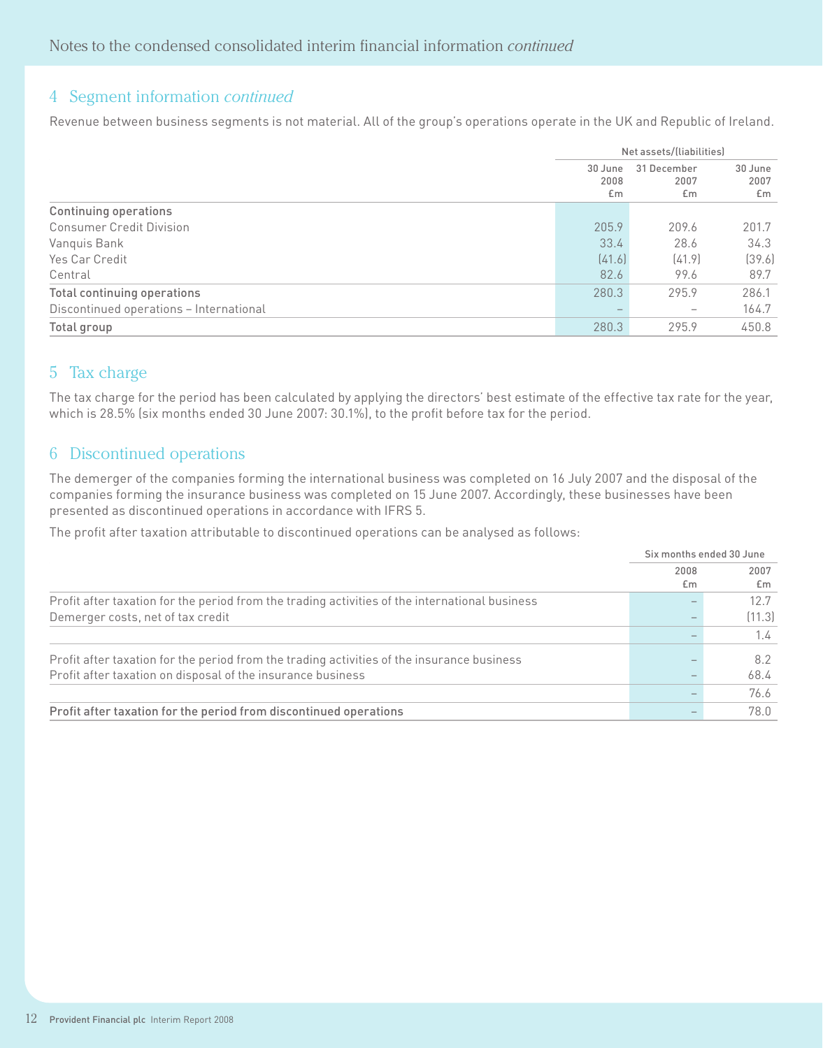## 4 Segment information *continued*

Revenue between business segments is not material. All of the group's operations operate in the UK and Republic of Ireland.

| | Net assets/(liabilities) | | |
|---|---|---|---|
| | 30 June 2008 £m | 31 December 2007 £m | 30 June 2007 £m |
| **Continuing operations** | | | |
| Consumer Credit Division | 205.9 | 209.6 | 201.7 |
| Vanquis Bank | 33.4 | 28.6 | 34.3 |
| Yes Car Credit | (41.6) | (41.9) | (39.6) |
| Central | 82.6 | 99.6 | 89.7 |
| **Total continuing operations** | 280.3 | 295.9 | 286.1 |
| Discontinued operations – International | – | – | 164.7 |
| **Total group** | 280.3 | 295.9 | 450.8 |

## 5 Tax charge

The tax charge for the period has been calculated by applying the directors' best estimate of the effective tax rate for the year, which is 28.5% (six months ended 30 June 2007: 30.1%), to the profit before tax for the period.

## 6 Discontinued operations

The demerger of the companies forming the international business was completed on 16 July 2007 and the disposal of the companies forming the insurance business was completed on 15 June 2007. Accordingly, these businesses have been presented as discontinued operations in accordance with IFRS 5.

The profit after taxation attributable to discontinued operations can be analysed as follows:

| | Six months ended 30 June | |
|---|---|---|
| | 2008 £m | 2007 £m |
| Profit after taxation for the period from the trading activities of the international business | – | 12.7 |
| Demerger costs, net of tax credit | – | (11.3) |
| | – | 1.4 |
| Profit after taxation for the period from the trading activities of the insurance business | – | 8.2 |
| Profit after taxation on disposal of the insurance business | – | 68.4 |
| | – | 76.6 |
| **Profit after taxation for the period from discontinued operations** | – | 78.0 |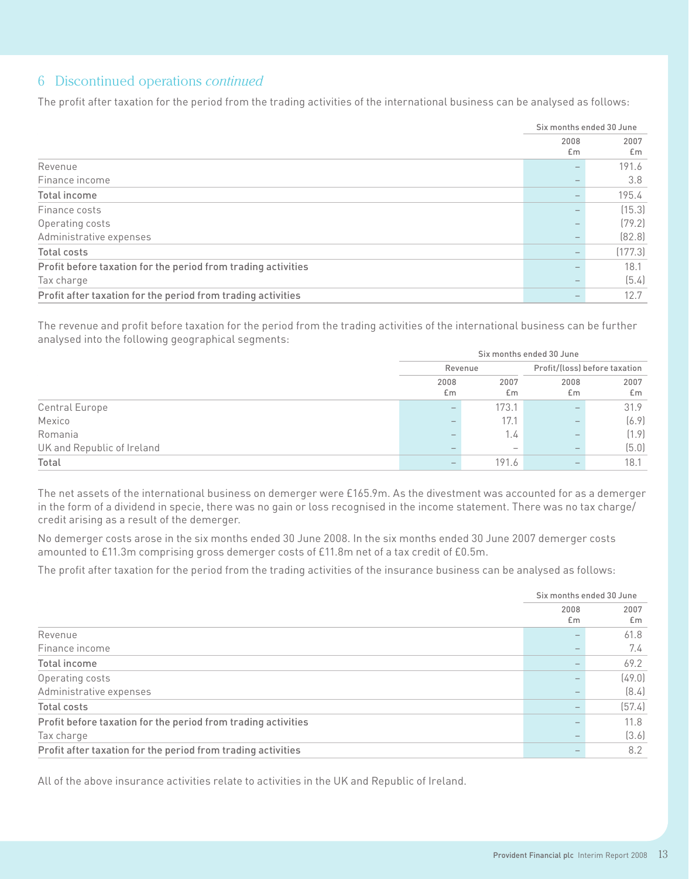## 6 Discontinued operations *continued*

The profit after taxation for the period from the trading activities of the international business can be analysed as follows:

| | Six months ended 30 June | |
|---|---|---|
| | 2008 £m | 2007 £m |
| Revenue | – | 191.6 |
| Finance income | – | 3.8 |
| **Total income** | – | 195.4 |
| Finance costs | – | (15.3) |
| Operating costs | – | (79.2) |
| Administrative expenses | – | (82.8) |
| **Total costs** | – | (177.3) |
| **Profit before taxation for the period from trading activities** | – | 18.1 |
| Tax charge | – | (5.4) |
| **Profit after taxation for the period from trading activities** | – | 12.7 |

The revenue and profit before taxation for the period from the trading activities of the international business can be further analysed into the following geographical segments:

| | Six months ended 30 June | | | |
|---|---|---|---|---|
| | Revenue | | Profit/(loss) before taxation | |
| | 2008 £m | 2007 £m | 2008 £m | 2007 £m |
| Central Europe | – | 173.1 | – | 31.9 |
| Mexico | – | 17.1 | – | (6.9) |
| Romania | – | 1.4 | – | (1.9) |
| UK and Republic of Ireland | – | – | – | (5.0) |
| **Total** | – | 191.6 | – | 18.1 |

The net assets of the international business on demerger were £165.9m. As the divestment was accounted for as a demerger in the form of a dividend in specie, there was no gain or loss recognised in the income statement. There was no tax charge/credit arising as a result of the demerger.

No demerger costs arose in the six months ended 30 June 2008. In the six months ended 30 June 2007 demerger costs amounted to £11.3m comprising gross demerger costs of £11.8m net of a tax credit of £0.5m.

The profit after taxation for the period from the trading activities of the insurance business can be analysed as follows:

| | Six months ended 30 June | |
|---|---|---|
| | 2008 £m | 2007 £m |
| Revenue | – | 61.8 |
| Finance income | – | 7.4 |
| **Total income** | – | 69.2 |
| Operating costs | – | (49.0) |
| Administrative expenses | – | (8.4) |
| **Total costs** | – | (57.4) |
| **Profit before taxation for the period from trading activities** | – | 11.8 |
| Tax charge | – | (3.6) |
| **Profit after taxation for the period from trading activities** | – | 8.2 |

All of the above insurance activities relate to activities in the UK and Republic of Ireland.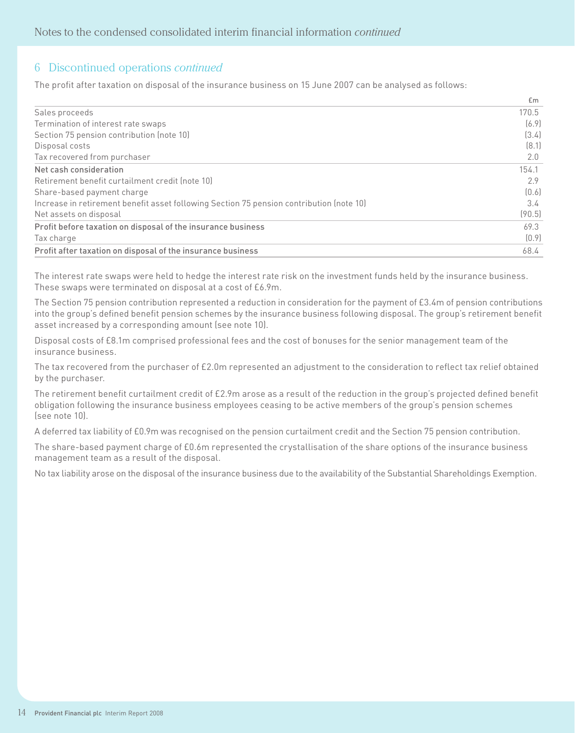## 6 Discontinued operations *continued*

The profit after taxation on disposal of the insurance business on 15 June 2007 can be analysed as follows:

| | £m |
|---|---|
| Sales proceeds | 170.5 |
| Termination of interest rate swaps | (6.9) |
| Section 75 pension contribution (note 10) | (3.4) |
| Disposal costs | (8.1) |
| Tax recovered from purchaser | 2.0 |
| **Net cash consideration** | 154.1 |
| Retirement benefit curtailment credit (note 10) | 2.9 |
| Share-based payment charge | (0.6) |
| Increase in retirement benefit asset following Section 75 pension contribution (note 10) | 3.4 |
| Net assets on disposal | (90.5) |
| **Profit before taxation on disposal of the insurance business** | 69.3 |
| Tax charge | (0.9) |
| **Profit after taxation on disposal of the insurance business** | 68.4 |

The interest rate swaps were held to hedge the interest rate risk on the investment funds held by the insurance business. These swaps were terminated on disposal at a cost of £6.9m.

The Section 75 pension contribution represented a reduction in consideration for the payment of £3.4m of pension contributions into the group's defined benefit pension schemes by the insurance business following disposal. The group's retirement benefit asset increased by a corresponding amount (see note 10).

Disposal costs of £8.1m comprised professional fees and the cost of bonuses for the senior management team of the insurance business.

The tax recovered from the purchaser of £2.0m represented an adjustment to the consideration to reflect tax relief obtained by the purchaser.

The retirement benefit curtailment credit of £2.9m arose as a result of the reduction in the group's projected defined benefit obligation following the insurance business employees ceasing to be active members of the group's pension schemes (see note 10).

A deferred tax liability of £0.9m was recognised on the pension curtailment credit and the Section 75 pension contribution.

The share-based payment charge of £0.6m represented the crystallisation of the share options of the insurance business management team as a result of the disposal.

No tax liability arose on the disposal of the insurance business due to the availability of the Substantial Shareholdings Exemption.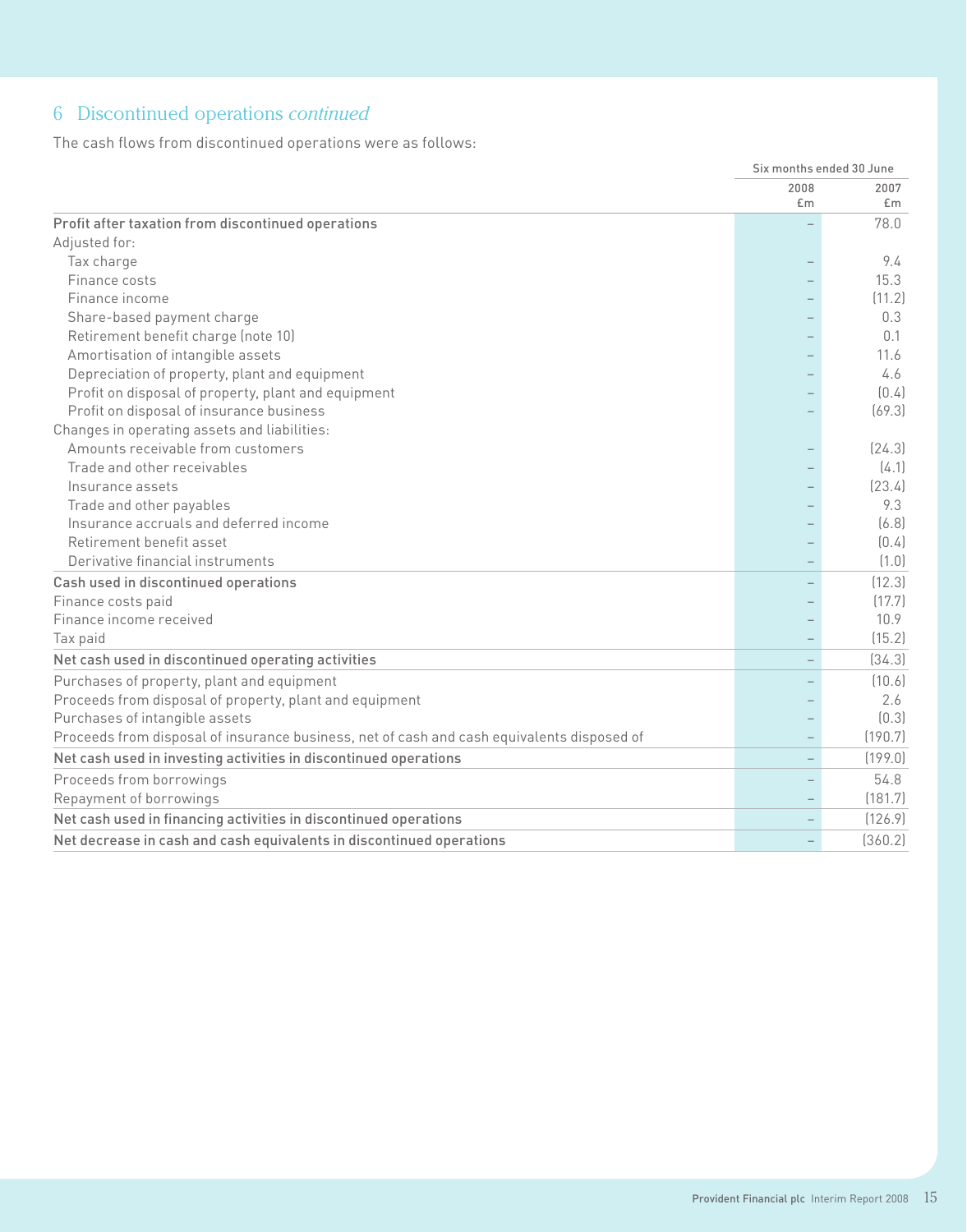## 6 Discontinued operations *continued*

The cash flows from discontinued operations were as follows:

| | Six months ended 30 June | |
|---|---|---|
| | 2008 £m | 2007 £m |
| **Profit after taxation from discontinued operations** | – | 78.0 |
| Adjusted for: | | |
| Tax charge | – | 9.4 |
| Finance costs | – | 15.3 |
| Finance income | – | (11.2) |
| Share-based payment charge | – | 0.3 |
| Retirement benefit charge (note 10) | – | 0.1 |
| Amortisation of intangible assets | – | 11.6 |
| Depreciation of property, plant and equipment | – | 4.6 |
| Profit on disposal of property, plant and equipment | – | (0.4) |
| Profit on disposal of insurance business | – | (69.3) |
| Changes in operating assets and liabilities: | | |
| Amounts receivable from customers | – | (24.3) |
| Trade and other receivables | – | (4.1) |
| Insurance assets | – | (23.4) |
| Trade and other payables | – | 9.3 |
| Insurance accruals and deferred income | – | (6.8) |
| Retirement benefit asset | – | (0.4) |
| Derivative financial instruments | – | (1.0) |
| **Cash used in discontinued operations** | – | (12.3) |
| Finance costs paid | – | (17.7) |
| Finance income received | – | 10.9 |
| Tax paid | – | (15.2) |
| **Net cash used in discontinued operating activities** | – | (34.3) |
| Purchases of property, plant and equipment | – | (10.6) |
| Proceeds from disposal of property, plant and equipment | – | 2.6 |
| Purchases of intangible assets | – | (0.3) |
| Proceeds from disposal of insurance business, net of cash and cash equivalents disposed of | – | (190.7) |
| **Net cash used in investing activities in discontinued operations** | – | (199.0) |
| Proceeds from borrowings | – | 54.8 |
| Repayment of borrowings | – | (181.7) |
| **Net cash used in financing activities in discontinued operations** | – | (126.9) |
| **Net decrease in cash and cash equivalents in discontinued operations** | – | (360.2) |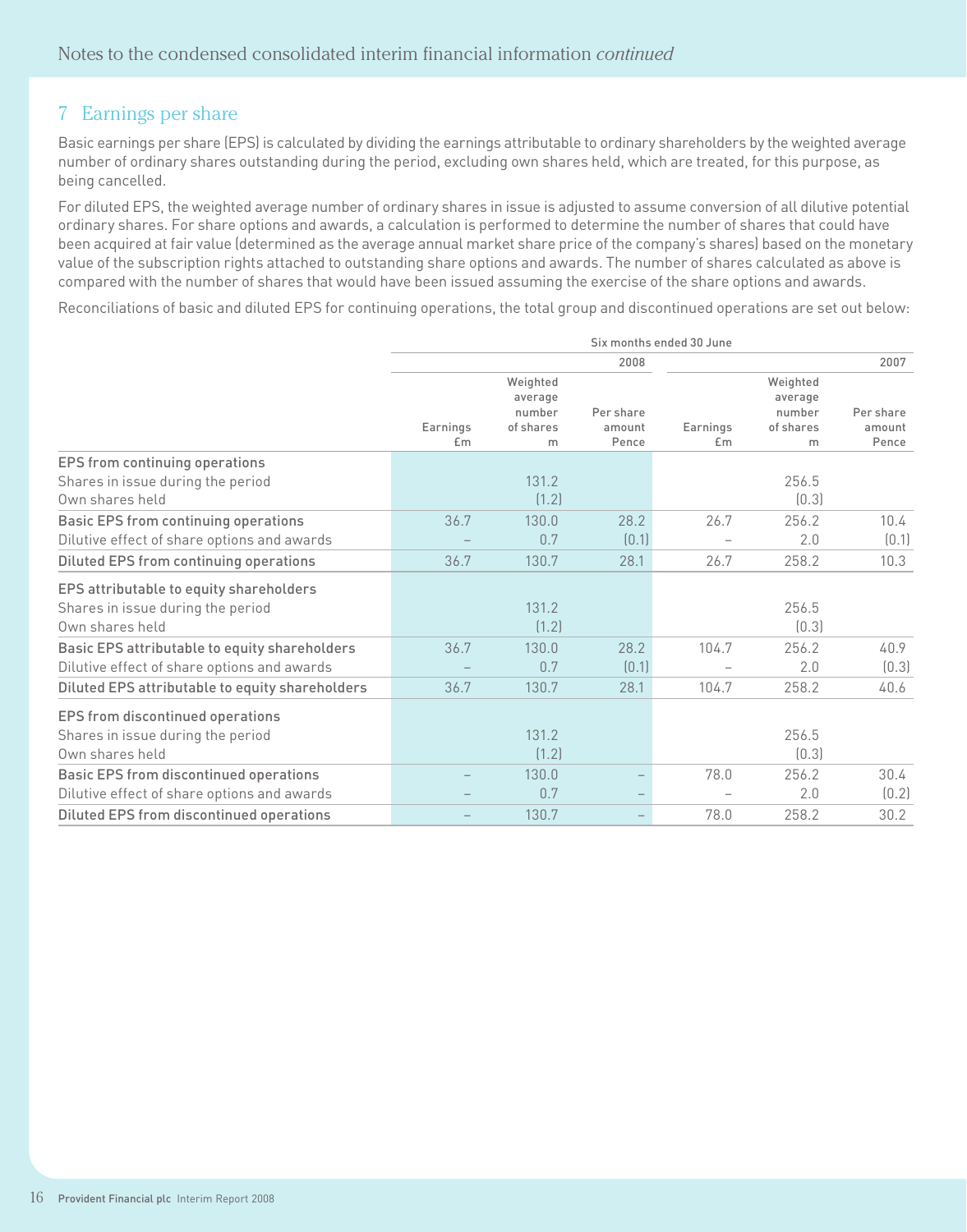## 7 Earnings per share

Basic earnings per share (EPS) is calculated by dividing the earnings attributable to ordinary shareholders by the weighted average number of ordinary shares outstanding during the period, excluding own shares held, which are treated, for this purpose, as being cancelled.

For diluted EPS, the weighted average number of ordinary shares in issue is adjusted to assume conversion of all dilutive potential ordinary shares. For share options and awards, a calculation is performed to determine the number of shares that could have been acquired at fair value (determined as the average annual market share price of the company's shares) based on the monetary value of the subscription rights attached to outstanding share options and awards. The number of shares calculated as above is compared with the number of shares that would have been issued assuming the exercise of the share options and awards.

Reconciliations of basic and diluted EPS for continuing operations, the total group and discontinued operations are set out below:

| | Six months ended 30 June | | | | | |
|---|---|---|---|---|---|---|
| | 2008 | | | 2007 | | |
| | Earnings £m | Weighted average number of shares m | Per share amount Pence | Earnings £m | Weighted average number of shares m | Per share amount Pence |
| **EPS from continuing operations** | | | | | | |
| Shares in issue during the period | | 131.2 | | | 256.5 | |
| Own shares held | | (1.2) | | | (0.3) | |
| **Basic EPS from continuing operations** | 36.7 | 130.0 | 28.2 | 26.7 | 256.2 | 10.4 |
| Dilutive effect of share options and awards | – | 0.7 | (0.1) | – | 2.0 | (0.1) |
| **Diluted EPS from continuing operations** | 36.7 | 130.7 | 28.1 | 26.7 | 258.2 | 10.3 |
| **EPS attributable to equity shareholders** | | | | | | |
| Shares in issue during the period | | 131.2 | | | 256.5 | |
| Own shares held | | (1.2) | | | (0.3) | |
| **Basic EPS attributable to equity shareholders** | 36.7 | 130.0 | 28.2 | 104.7 | 256.2 | 40.9 |
| Dilutive effect of share options and awards | – | 0.7 | (0.1) | – | 2.0 | (0.3) |
| **Diluted EPS attributable to equity shareholders** | 36.7 | 130.7 | 28.1 | 104.7 | 258.2 | 40.6 |
| **EPS from discontinued operations** | | | | | | |
| Shares in issue during the period | | 131.2 | | | 256.5 | |
| Own shares held | | (1.2) | | | (0.3) | |
| **Basic EPS from discontinued operations** | – | 130.0 | – | 78.0 | 256.2 | 30.4 |
| Dilutive effect of share options and awards | – | 0.7 | – | – | 2.0 | (0.2) |
| **Diluted EPS from discontinued operations** | – | 130.7 | – | 78.0 | 258.2 | 30.2 |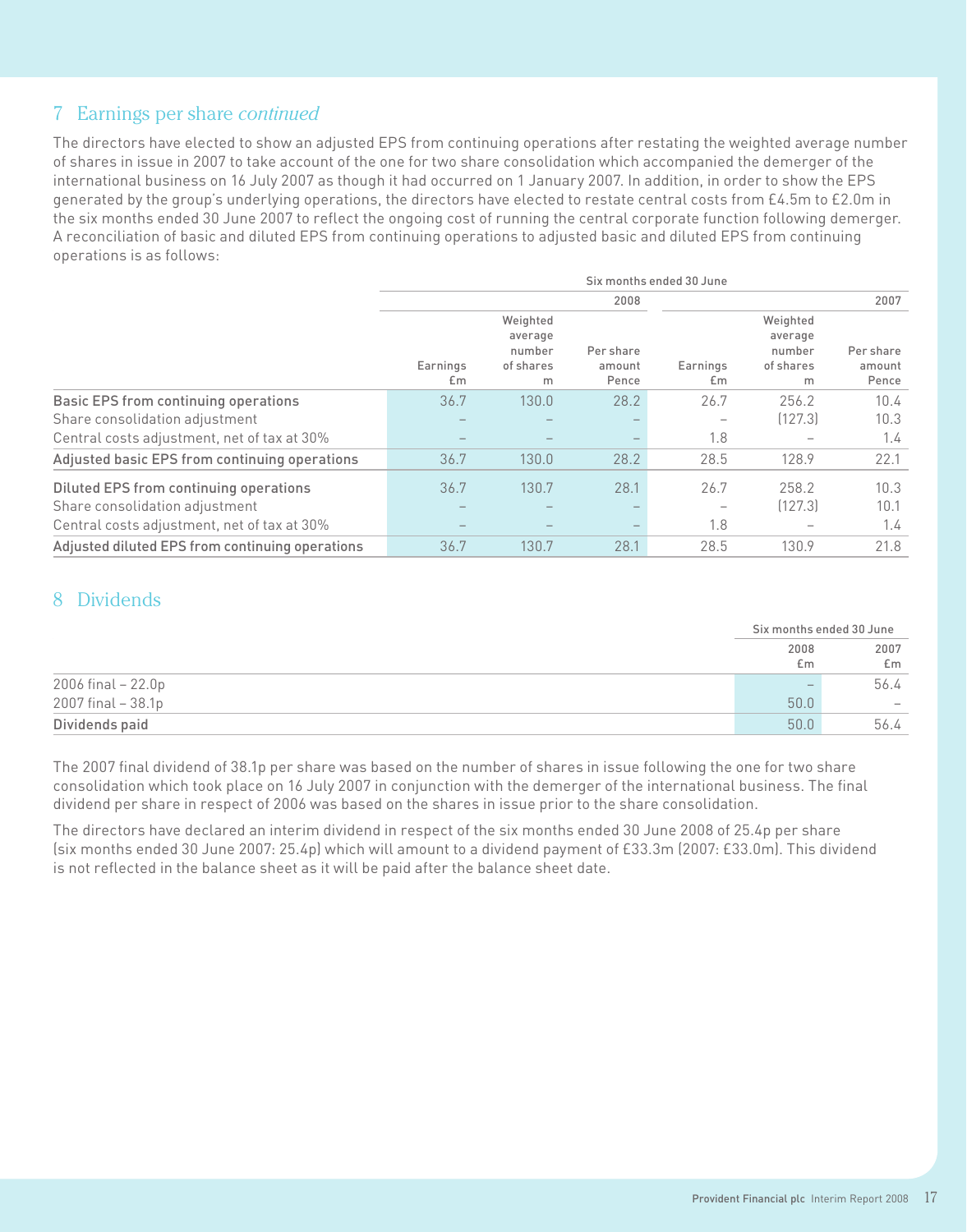## 7 Earnings per share *continued*

The directors have elected to show an adjusted EPS from continuing operations after restating the weighted average number of shares in issue in 2007 to take account of the one for two share consolidation which accompanied the demerger of the international business on 16 July 2007 as though it had occurred on 1 January 2007. In addition, in order to show the EPS generated by the group's underlying operations, the directors have elected to restate central costs from £4.5m to £2.0m in the six months ended 30 June 2007 to reflect the ongoing cost of running the central corporate function following demerger. A reconciliation of basic and diluted EPS from continuing operations to adjusted basic and diluted EPS from continuing operations is as follows:

| | Six months ended 30 June | | | | | |
|---|---|---|---|---|---|---|
| | | | 2008 | | | 2007 |
| | Earnings £m | Weighted average number of shares m | Per share amount Pence | Earnings £m | Weighted average number of shares m | Per share amount Pence |
| **Basic EPS from continuing operations** | 36.7 | 130.0 | 28.2 | 26.7 | 256.2 | 10.4 |
| Share consolidation adjustment | – | – | – | – | (127.3) | 10.3 |
| Central costs adjustment, net of tax at 30% | – | – | – | 1.8 | – | 1.4 |
| **Adjusted basic EPS from continuing operations** | 36.7 | 130.0 | 28.2 | 28.5 | 128.9 | 22.1 |
| **Diluted EPS from continuing operations** | 36.7 | 130.7 | 28.1 | 26.7 | 258.2 | 10.3 |
| Share consolidation adjustment | – | – | – | – | (127.3) | 10.1 |
| Central costs adjustment, net of tax at 30% | – | – | – | 1.8 | – | 1.4 |
| **Adjusted diluted EPS from continuing operations** | 36.7 | 130.7 | 28.1 | 28.5 | 130.9 | 21.8 |

## 8 Dividends

| | Six months ended 30 June | |
|---|---|---|
| | 2008 £m | 2007 £m |
| 2006 final – 22.0p | – | 56.4 |
| 2007 final – 38.1p | 50.0 | – |
| **Dividends paid** | 50.0 | 56.4 |

The 2007 final dividend of 38.1p per share was based on the number of shares in issue following the one for two share consolidation which took place on 16 July 2007 in conjunction with the demerger of the international business. The final dividend per share in respect of 2006 was based on the shares in issue prior to the share consolidation.

The directors have declared an interim dividend in respect of the six months ended 30 June 2008 of 25.4p per share (six months ended 30 June 2007: 25.4p) which will amount to a dividend payment of £33.3m (2007: £33.0m). This dividend is not reflected in the balance sheet as it will be paid after the balance sheet date.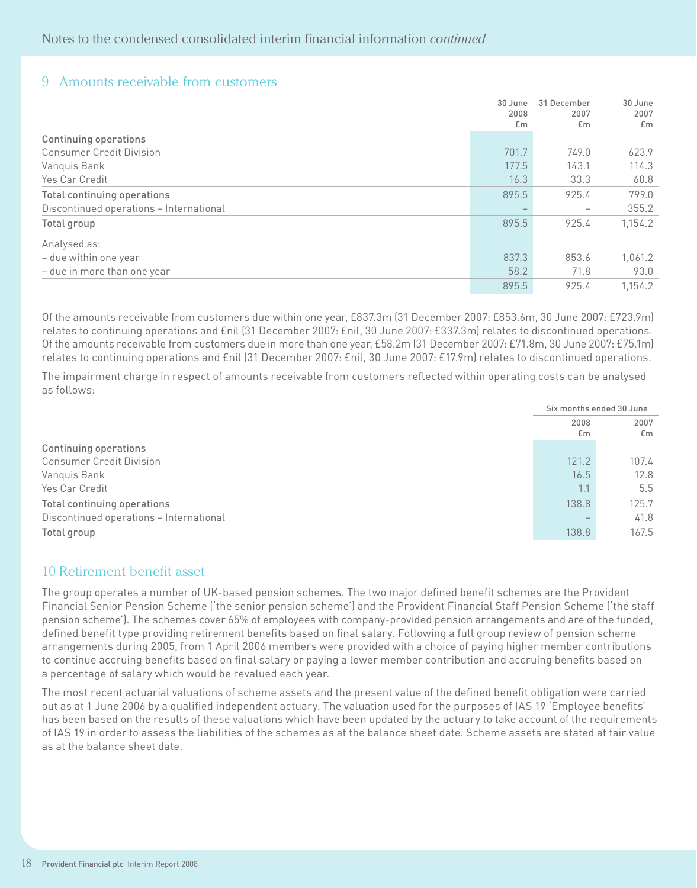## 9 Amounts receivable from customers

| | 30 June 2008 £m | 31 December 2007 £m | 30 June 2007 £m |
|---|---|---|---|
| **Continuing operations** | | | |
| Consumer Credit Division | 701.7 | 749.0 | 623.9 |
| Vanquis Bank | 177.5 | 143.1 | 114.3 |
| Yes Car Credit | 16.3 | 33.3 | 60.8 |
| **Total continuing operations** | 895.5 | 925.4 | 799.0 |
| Discontinued operations – International | – | – | 355.2 |
| **Total group** | 895.5 | 925.4 | 1,154.2 |
| Analysed as: | | | |
| – due within one year | 837.3 | 853.6 | 1,061.2 |
| – due in more than one year | 58.2 | 71.8 | 93.0 |
| | 895.5 | 925.4 | 1,154.2 |

Of the amounts receivable from customers due within one year, £837.3m (31 December 2007: £853.6m, 30 June 2007: £723.9m) relates to continuing operations and £nil (31 December 2007: £nil, 30 June 2007: £337.3m) relates to discontinued operations. Of the amounts receivable from customers due in more than one year, £58.2m (31 December 2007: £71.8m, 30 June 2007: £75.1m) relates to continuing operations and £nil (31 December 2007: £nil, 30 June 2007: £17.9m) relates to discontinued operations.

The impairment charge in respect of amounts receivable from customers reflected within operating costs can be analysed as follows:

| | Six months ended 30 June | |
|---|---|---|
| | 2008 £m | 2007 £m |
| **Continuing operations** | | |
| Consumer Credit Division | 121.2 | 107.4 |
| Vanquis Bank | 16.5 | 12.8 |
| Yes Car Credit | 1.1 | 5.5 |
| **Total continuing operations** | 138.8 | 125.7 |
| Discontinued operations – International | – | 41.8 |
| **Total group** | 138.8 | 167.5 |

## 10 Retirement benefit asset

The group operates a number of UK-based pension schemes. The two major defined benefit schemes are the Provident Financial Senior Pension Scheme ('the senior pension scheme') and the Provident Financial Staff Pension Scheme ('the staff pension scheme'). The schemes cover 65% of employees with company-provided pension arrangements and are of the funded, defined benefit type providing retirement benefits based on final salary. Following a full group review of pension scheme arrangements during 2005, from 1 April 2006 members were provided with a choice of paying higher member contributions to continue accruing benefits based on final salary or paying a lower member contribution and accruing benefits based on a percentage of salary which would be revalued each year.

The most recent actuarial valuations of scheme assets and the present value of the defined benefit obligation were carried out as at 1 June 2006 by a qualified independent actuary. The valuation used for the purposes of IAS 19 'Employee benefits' has been based on the results of these valuations which have been updated by the actuary to take account of the requirements of IAS 19 in order to assess the liabilities of the schemes as at the balance sheet date. Scheme assets are stated at fair value as at the balance sheet date.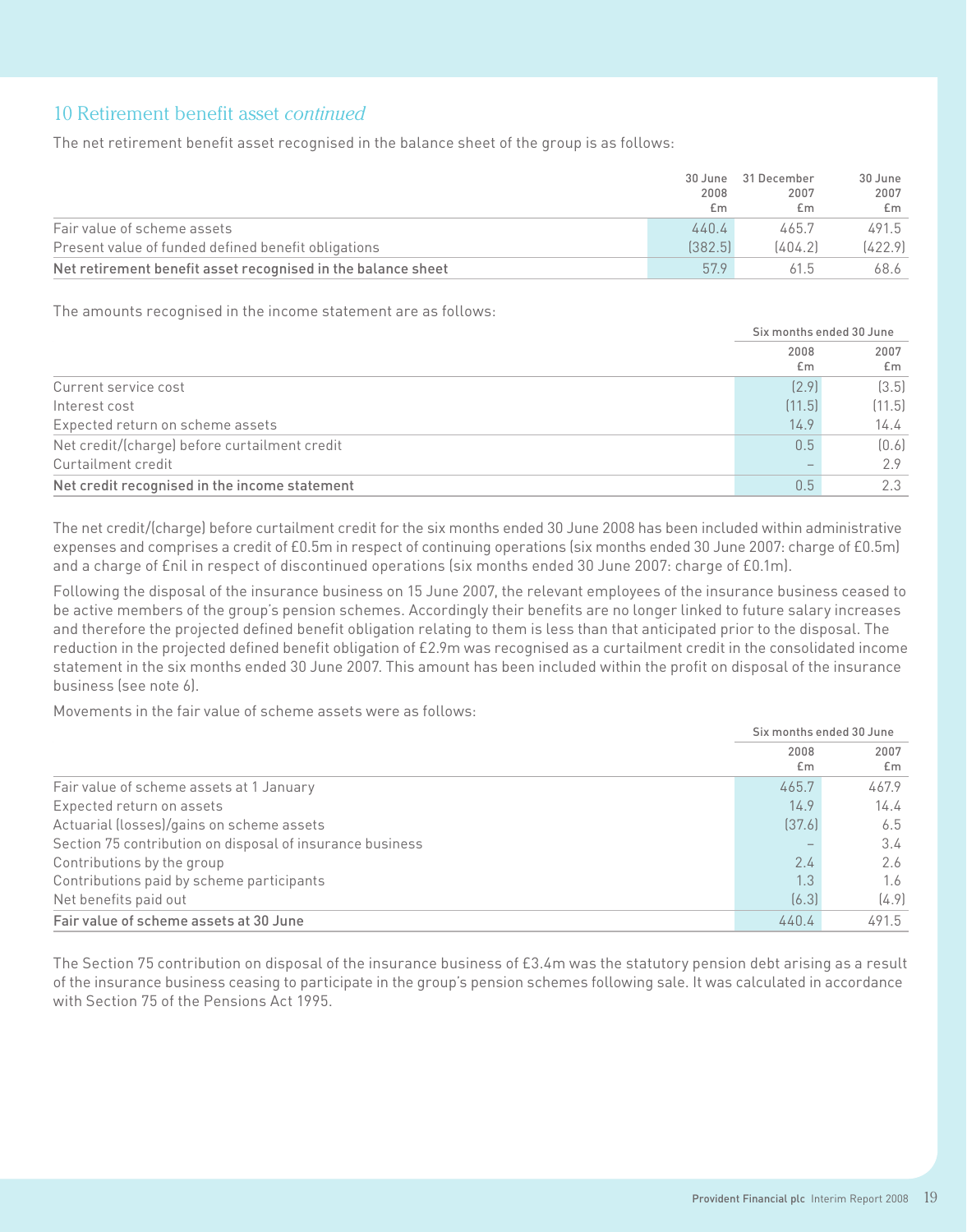## 10 Retirement benefit asset *continued*

The net retirement benefit asset recognised in the balance sheet of the group is as follows:

| | 30 June 2008 £m | 31 December 2007 £m | 30 June 2007 £m |
|---|---|---|---|
| Fair value of scheme assets | 440.4 | 465.7 | 491.5 |
| Present value of funded defined benefit obligations | (382.5) | (404.2) | (422.9) |
| **Net retirement benefit asset recognised in the balance sheet** | **57.9** | **61.5** | **68.6** |

The amounts recognised in the income statement are as follows:

| | Six months ended 30 June | |
|---|---|---|
| | 2008 £m | 2007 £m |
| Current service cost | (2.9) | (3.5) |
| Interest cost | (11.5) | (11.5) |
| Expected return on scheme assets | 14.9 | 14.4 |
| Net credit/(charge) before curtailment credit | 0.5 | (0.6) |
| Curtailment credit | – | 2.9 |
| **Net credit recognised in the income statement** | **0.5** | **2.3** |

The net credit/(charge) before curtailment credit for the six months ended 30 June 2008 has been included within administrative expenses and comprises a credit of £0.5m in respect of continuing operations (six months ended 30 June 2007: charge of £0.5m) and a charge of £nil in respect of discontinued operations (six months ended 30 June 2007: charge of £0.1m).

Following the disposal of the insurance business on 15 June 2007, the relevant employees of the insurance business ceased to be active members of the group's pension schemes. Accordingly their benefits are no longer linked to future salary increases and therefore the projected defined benefit obligation relating to them is less than that anticipated prior to the disposal. The reduction in the projected defined benefit obligation of £2.9m was recognised as a curtailment credit in the consolidated income statement in the six months ended 30 June 2007. This amount has been included within the profit on disposal of the insurance business (see note 6).

Movements in the fair value of scheme assets were as follows:

| | Six months ended 30 June | |
|---|---|---|
| | 2008 £m | 2007 £m |
| Fair value of scheme assets at 1 January | 465.7 | 467.9 |
| Expected return on assets | 14.9 | 14.4 |
| Actuarial (losses)/gains on scheme assets | (37.6) | 6.5 |
| Section 75 contribution on disposal of insurance business | – | 3.4 |
| Contributions by the group | 2.4 | 2.6 |
| Contributions paid by scheme participants | 1.3 | 1.6 |
| Net benefits paid out | (6.3) | (4.9) |
| **Fair value of scheme assets at 30 June** | **440.4** | **491.5** |

The Section 75 contribution on disposal of the insurance business of £3.4m was the statutory pension debt arising as a result of the insurance business ceasing to participate in the group's pension schemes following sale. It was calculated in accordance with Section 75 of the Pensions Act 1995.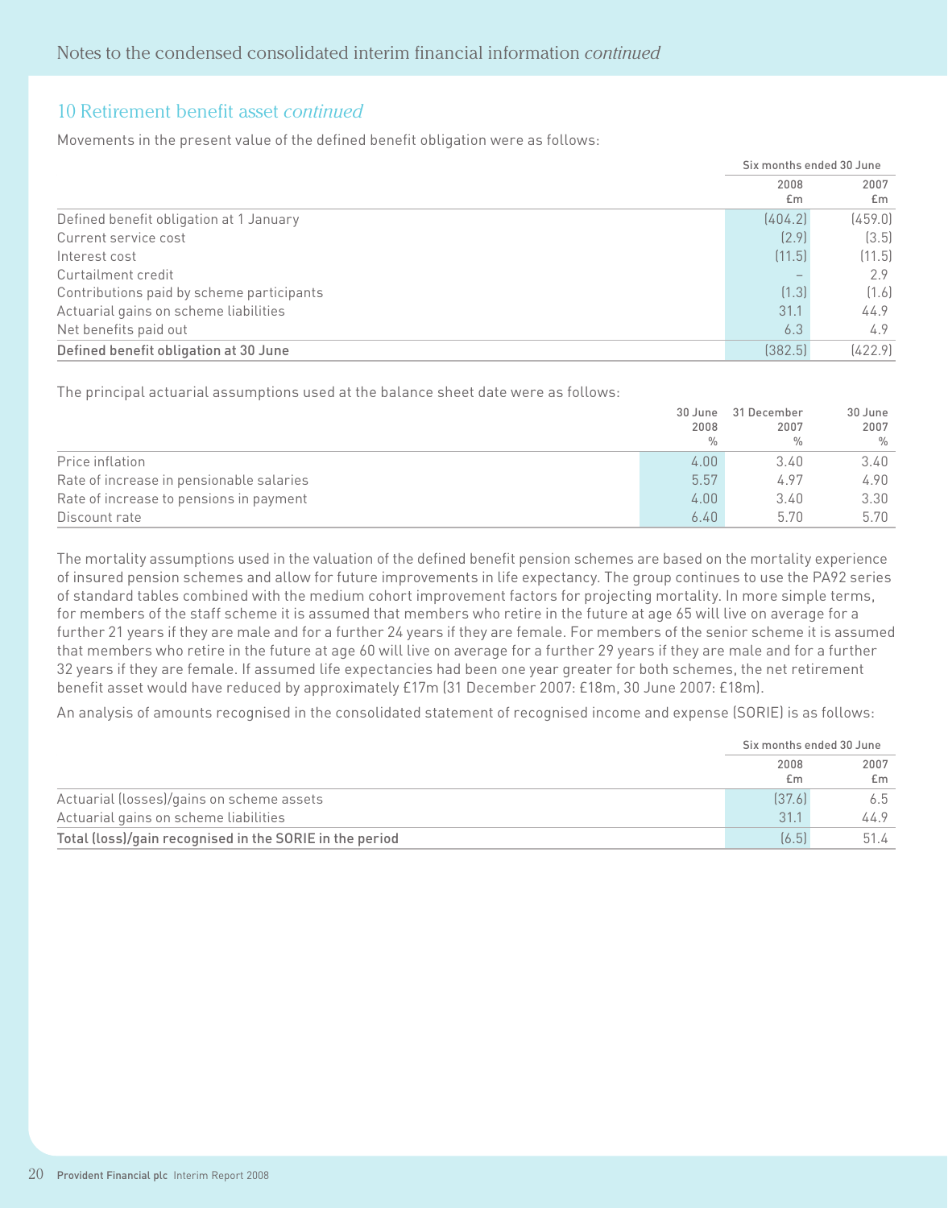## 10 Retirement benefit asset *continued*

Movements in the present value of the defined benefit obligation were as follows:

| | Six months ended 30 June | |
|---|---|---|
| | 2008<br>£m | 2007<br>£m |
| Defined benefit obligation at 1 January | (404.2) | (459.0) |
| Current service cost | (2.9) | (3.5) |
| Interest cost | (11.5) | (11.5) |
| Curtailment credit | – | 2.9 |
| Contributions paid by scheme participants | (1.3) | (1.6) |
| Actuarial gains on scheme liabilities | 31.1 | 44.9 |
| Net benefits paid out | 6.3 | 4.9 |
| **Defined benefit obligation at 30 June** | (382.5) | (422.9) |

The principal actuarial assumptions used at the balance sheet date were as follows:

| | 30 June<br>2008<br>% | 31 December<br>2007<br>% | 30 June<br>2007<br>% |
|---|---|---|---|
| Price inflation | 4.00 | 3.40 | 3.40 |
| Rate of increase in pensionable salaries | 5.57 | 4.97 | 4.90 |
| Rate of increase to pensions in payment | 4.00 | 3.40 | 3.30 |
| Discount rate | 6.40 | 5.70 | 5.70 |

The mortality assumptions used in the valuation of the defined benefit pension schemes are based on the mortality experience of insured pension schemes and allow for future improvements in life expectancy. The group continues to use the PA92 series of standard tables combined with the medium cohort improvement factors for projecting mortality. In more simple terms, for members of the staff scheme it is assumed that members who retire in the future at age 65 will live on average for a further 21 years if they are male and for a further 24 years if they are female. For members of the senior scheme it is assumed that members who retire in the future at age 60 will live on average for a further 29 years if they are male and for a further 32 years if they are female. If assumed life expectancies had been one year greater for both schemes, the net retirement benefit asset would have reduced by approximately £17m (31 December 2007: £18m, 30 June 2007: £18m).

An analysis of amounts recognised in the consolidated statement of recognised income and expense (SORIE) is as follows:

| | Six months ended 30 June | |
|---|---|---|
| | 2008<br>£m | 2007<br>£m |
| Actuarial (losses)/gains on scheme assets | (37.6) | 6.5 |
| Actuarial gains on scheme liabilities | 31.1 | 44.9 |
| **Total (loss)/gain recognised in the SORIE in the period** | (6.5) | 51.4 |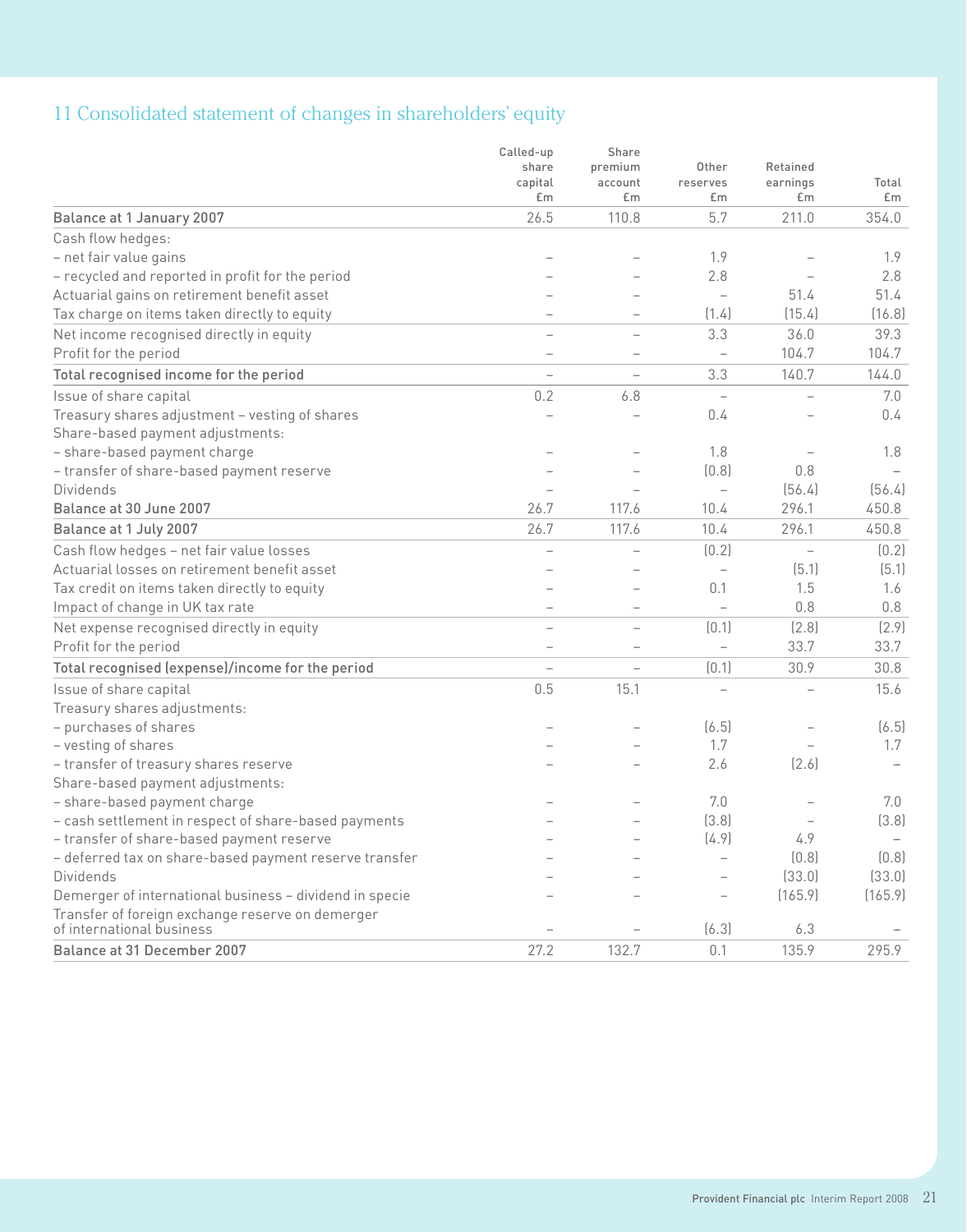## 11 Consolidated statement of changes in shareholders' equity

| | Called-up share capital £m | Share premium account £m | Other reserves £m | Retained earnings £m | Total £m |
|---|---|---|---|---|---|
| **Balance at 1 January 2007** | 26.5 | 110.8 | 5.7 | 211.0 | 354.0 |
| Cash flow hedges: | | | | | |
| – net fair value gains | – | – | 1.9 | – | 1.9 |
| – recycled and reported in profit for the period | – | – | 2.8 | – | 2.8 |
| Actuarial gains on retirement benefit asset | – | – | – | 51.4 | 51.4 |
| Tax charge on items taken directly to equity | – | – | (1.4) | (15.4) | (16.8) |
| Net income recognised directly in equity | – | – | 3.3 | 36.0 | 39.3 |
| Profit for the period | – | – | – | 104.7 | 104.7 |
| **Total recognised income for the period** | – | – | 3.3 | 140.7 | 144.0 |
| Issue of share capital | 0.2 | 6.8 | – | – | 7.0 |
| Treasury shares adjustment – vesting of shares | – | – | 0.4 | – | 0.4 |
| Share-based payment adjustments: | | | | | |
| – share-based payment charge | – | – | 1.8 | – | 1.8 |
| – transfer of share-based payment reserve | – | – | (0.8) | 0.8 | – |
| Dividends | – | – | – | (56.4) | (56.4) |
| **Balance at 30 June 2007** | 26.7 | 117.6 | 10.4 | 296.1 | 450.8 |
| **Balance at 1 July 2007** | 26.7 | 117.6 | 10.4 | 296.1 | 450.8 |
| Cash flow hedges – net fair value losses | – | – | (0.2) | – | (0.2) |
| Actuarial losses on retirement benefit asset | – | – | – | (5.1) | (5.1) |
| Tax credit on items taken directly to equity | – | – | 0.1 | 1.5 | 1.6 |
| Impact of change in UK tax rate | – | – | – | 0.8 | 0.8 |
| Net expense recognised directly in equity | – | – | (0.1) | (2.8) | (2.9) |
| Profit for the period | – | – | – | 33.7 | 33.7 |
| **Total recognised (expense)/income for the period** | – | – | (0.1) | 30.9 | 30.8 |
| Issue of share capital | 0.5 | 15.1 | – | – | 15.6 |
| Treasury shares adjustments: | | | | | |
| – purchases of shares | – | – | (6.5) | – | (6.5) |
| – vesting of shares | – | – | 1.7 | – | 1.7 |
| – transfer of treasury shares reserve | – | – | 2.6 | (2.6) | – |
| Share-based payment adjustments: | | | | | |
| – share-based payment charge | – | – | 7.0 | – | 7.0 |
| – cash settlement in respect of share-based payments | – | – | (3.8) | – | (3.8) |
| – transfer of share-based payment reserve | – | – | (4.9) | 4.9 | – |
| – deferred tax on share-based payment reserve transfer | – | – | – | (0.8) | (0.8) |
| Dividends | – | – | – | (33.0) | (33.0) |
| Demerger of international business – dividend in specie | – | – | – | (165.9) | (165.9) |
| Transfer of foreign exchange reserve on demerger of international business | – | – | (6.3) | 6.3 | – |
| **Balance at 31 December 2007** | 27.2 | 132.7 | 0.1 | 135.9 | 295.9 |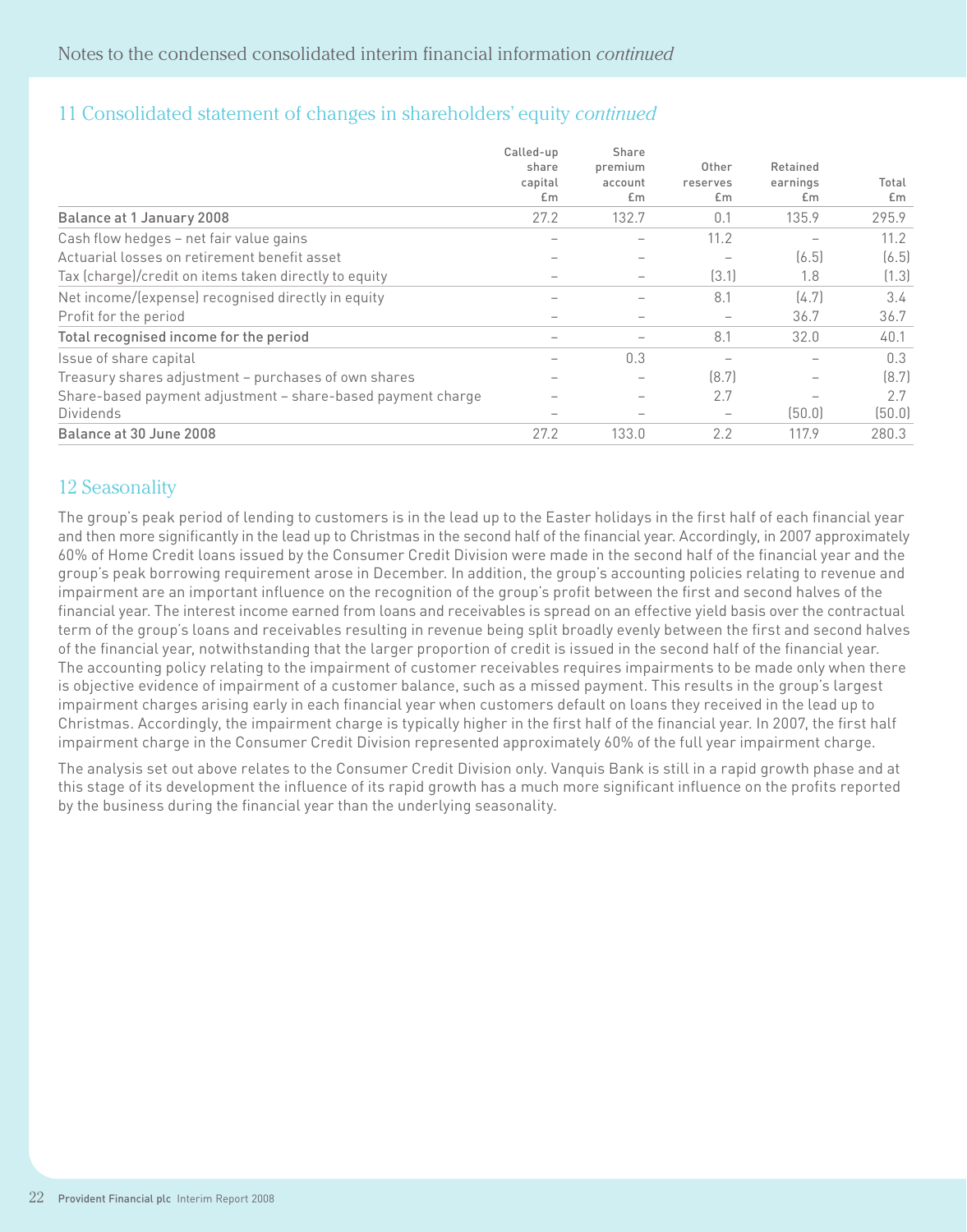## 11 Consolidated statement of changes in shareholders' equity *continued*

| | Called-up share capital £m | Share premium account £m | Other reserves £m | Retained earnings £m | Total £m |
|---|---|---|---|---|---|
| **Balance at 1 January 2008** | 27.2 | 132.7 | 0.1 | 135.9 | 295.9 |
| Cash flow hedges – net fair value gains | – | – | 11.2 | – | 11.2 |
| Actuarial losses on retirement benefit asset | – | – | – | (6.5) | (6.5) |
| Tax (charge)/credit on items taken directly to equity | – | – | (3.1) | 1.8 | (1.3) |
| Net income/(expense) recognised directly in equity | – | – | 8.1 | (4.7) | 3.4 |
| Profit for the period | – | – | – | 36.7 | 36.7 |
| **Total recognised income for the period** | – | – | 8.1 | 32.0 | 40.1 |
| Issue of share capital | – | 0.3 | – | – | 0.3 |
| Treasury shares adjustment – purchases of own shares | – | – | (8.7) | – | (8.7) |
| Share-based payment adjustment – share-based payment charge | – | – | 2.7 | – | 2.7 |
| Dividends | – | – | – | (50.0) | (50.0) |
| **Balance at 30 June 2008** | 27.2 | 133.0 | 2.2 | 117.9 | 280.3 |

## 12 Seasonality

The group's peak period of lending to customers is in the lead up to the Easter holidays in the first half of each financial year and then more significantly in the lead up to Christmas in the second half of the financial year. Accordingly, in 2007 approximately 60% of Home Credit loans issued by the Consumer Credit Division were made in the second half of the financial year and the group's peak borrowing requirement arose in December. In addition, the group's accounting policies relating to revenue and impairment are an important influence on the recognition of the group's profit between the first and second halves of the financial year. The interest income earned from loans and receivables is spread on an effective yield basis over the contractual term of the group's loans and receivables resulting in revenue being split broadly evenly between the first and second halves of the financial year, notwithstanding that the larger proportion of credit is issued in the second half of the financial year. The accounting policy relating to the impairment of customer receivables requires impairments to be made only when there is objective evidence of impairment of a customer balance, such as a missed payment. This results in the group's largest impairment charges arising early in each financial year when customers default on loans they received in the lead up to Christmas. Accordingly, the impairment charge is typically higher in the first half of the financial year. In 2007, the first half impairment charge in the Consumer Credit Division represented approximately 60% of the full year impairment charge.

The analysis set out above relates to the Consumer Credit Division only. Vanquis Bank is still in a rapid growth phase and at this stage of its development the influence of its rapid growth has a much more significant influence on the profits reported by the business during the financial year than the underlying seasonality.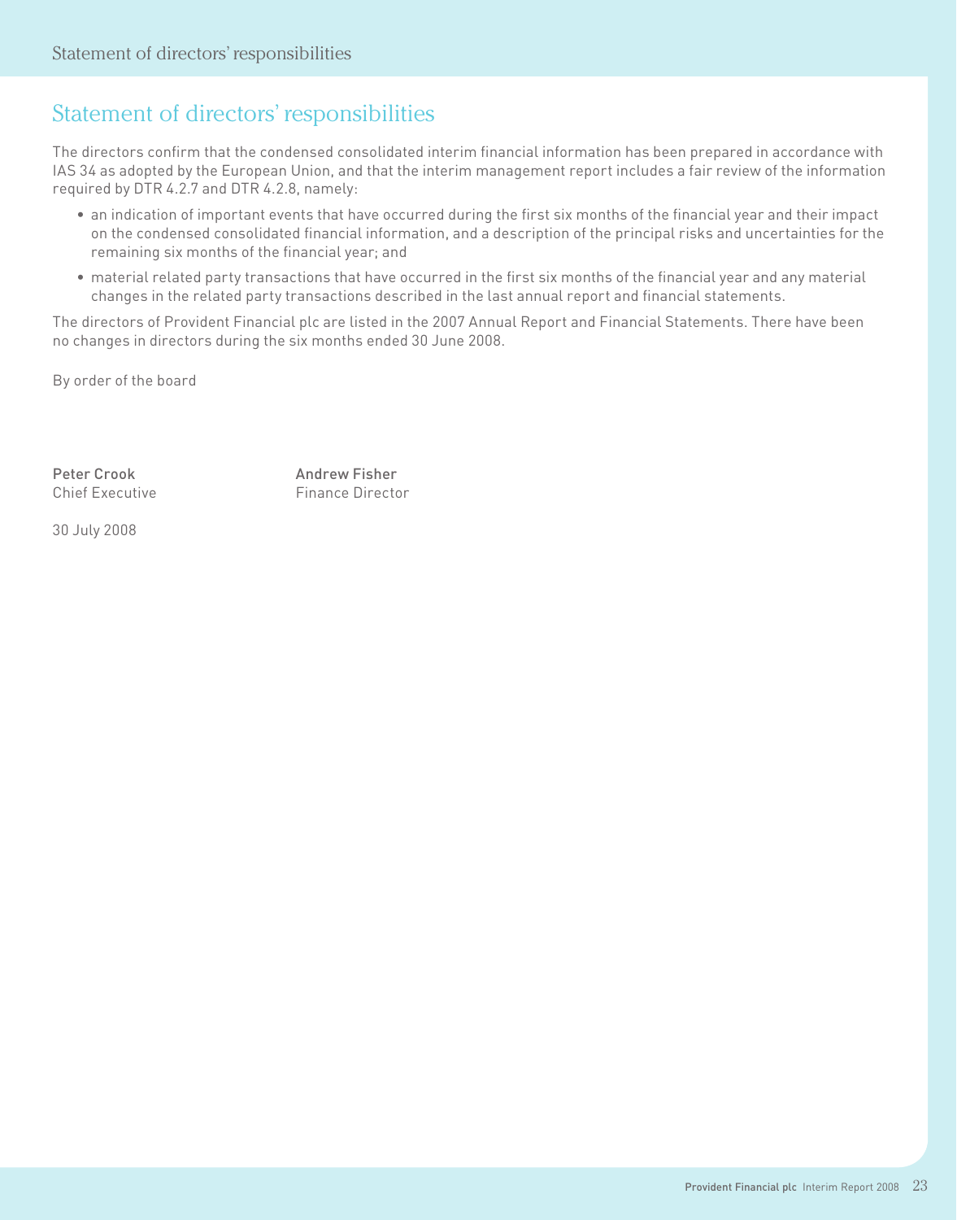# Statement of directors' responsibilities

The directors confirm that the condensed consolidated interim financial information has been prepared in accordance with IAS 34 as adopted by the European Union, and that the interim management report includes a fair review of the information required by DTR 4.2.7 and DTR 4.2.8, namely:

- an indication of important events that have occurred during the first six months of the financial year and their impact on the condensed consolidated financial information, and a description of the principal risks and uncertainties for the remaining six months of the financial year; and
- material related party transactions that have occurred in the first six months of the financial year and any material changes in the related party transactions described in the last annual report and financial statements.

The directors of Provident Financial plc are listed in the 2007 Annual Report and Financial Statements. There have been no changes in directors during the six months ended 30 June 2008.

By order of the board

**Peter Crook**
Chief Executive

**Andrew Fisher**
Finance Director

30 July 2008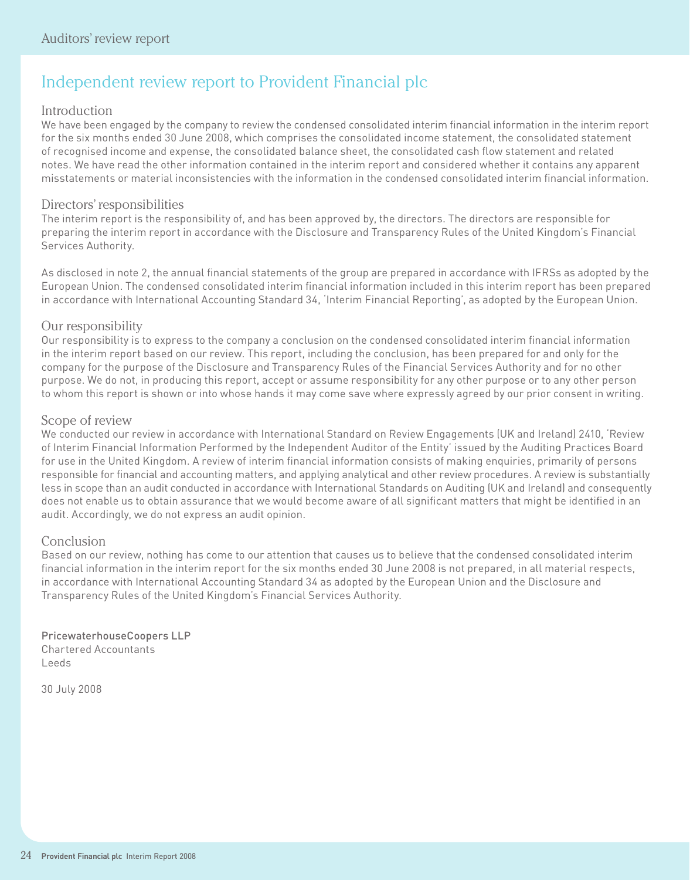# Independent review report to Provident Financial plc

## Introduction

We have been engaged by the company to review the condensed consolidated interim financial information in the interim report for the six months ended 30 June 2008, which comprises the consolidated income statement, the consolidated statement of recognised income and expense, the consolidated balance sheet, the consolidated cash flow statement and related notes. We have read the other information contained in the interim report and considered whether it contains any apparent misstatements or material inconsistencies with the information in the condensed consolidated interim financial information.

## Directors' responsibilities

The interim report is the responsibility of, and has been approved by, the directors. The directors are responsible for preparing the interim report in accordance with the Disclosure and Transparency Rules of the United Kingdom's Financial Services Authority.

As disclosed in note 2, the annual financial statements of the group are prepared in accordance with IFRSs as adopted by the European Union. The condensed consolidated interim financial information included in this interim report has been prepared in accordance with International Accounting Standard 34, 'Interim Financial Reporting', as adopted by the European Union.

## Our responsibility

Our responsibility is to express to the company a conclusion on the condensed consolidated interim financial information in the interim report based on our review. This report, including the conclusion, has been prepared for and only for the company for the purpose of the Disclosure and Transparency Rules of the Financial Services Authority and for no other purpose. We do not, in producing this report, accept or assume responsibility for any other purpose or to any other person to whom this report is shown or into whose hands it may come save where expressly agreed by our prior consent in writing.

## Scope of review

We conducted our review in accordance with International Standard on Review Engagements (UK and Ireland) 2410, 'Review of Interim Financial Information Performed by the Independent Auditor of the Entity' issued by the Auditing Practices Board for use in the United Kingdom. A review of interim financial information consists of making enquiries, primarily of persons responsible for financial and accounting matters, and applying analytical and other review procedures. A review is substantially less in scope than an audit conducted in accordance with International Standards on Auditing (UK and Ireland) and consequently does not enable us to obtain assurance that we would become aware of all significant matters that might be identified in an audit. Accordingly, we do not express an audit opinion.

## Conclusion

Based on our review, nothing has come to our attention that causes us to believe that the condensed consolidated interim financial information in the interim report for the six months ended 30 June 2008 is not prepared, in all material respects, in accordance with International Accounting Standard 34 as adopted by the European Union and the Disclosure and Transparency Rules of the United Kingdom's Financial Services Authority.

PricewaterhouseCoopers LLP
Chartered Accountants
Leeds

30 July 2008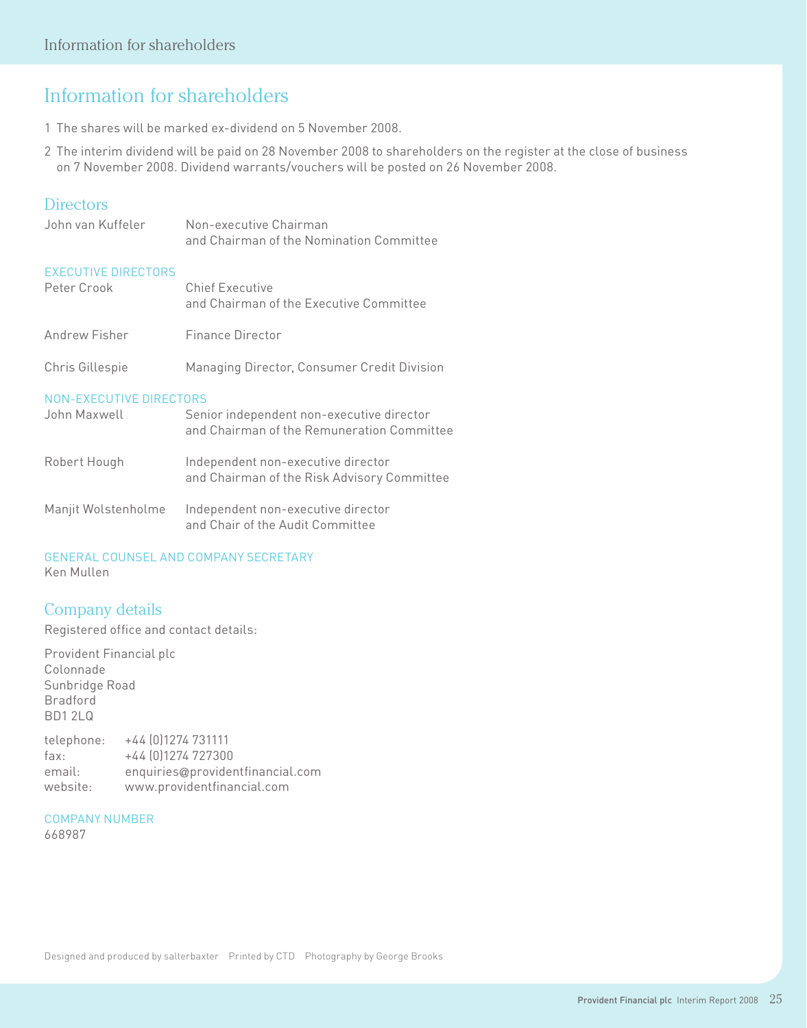# Information for shareholders

1. The shares will be marked ex-dividend on 5 November 2008.
2. The interim dividend will be paid on 28 November 2008 to shareholders on the register at the close of business on 7 November 2008. Dividend warrants/vouchers will be posted on 26 November 2008.

## Directors

| | |
|---|---|
| John van Kuffeler | Non-executive Chairman and Chairman of the Nomination Committee |

### EXECUTIVE DIRECTORS

| | |
|---|---|
| Peter Crook | Chief Executive and Chairman of the Executive Committee |
| Andrew Fisher | Finance Director |
| Chris Gillespie | Managing Director, Consumer Credit Division |

### NON-EXECUTIVE DIRECTORS

| | |
|---|---|
| John Maxwell | Senior independent non-executive director and Chairman of the Remuneration Committee |
| Robert Hough | Independent non-executive director and Chairman of the Risk Advisory Committee |
| Manjit Wolstenholme | Independent non-executive director and Chair of the Audit Committee |

### GENERAL COUNSEL AND COMPANY SECRETARY

Ken Mullen

## Company details

Registered office and contact details:

Provident Financial plc
Colonnade
Sunbridge Road
Bradford
BD1 2LQ

telephone: +44 (0)1274 731111
fax: +44 (0)1274 727300
email: enquiries@providentfinancial.com
website: www.providentfinancial.com

### COMPANY NUMBER

668987

Designed and produced by salterbaxter  Printed by CTD  Photography by George Brooks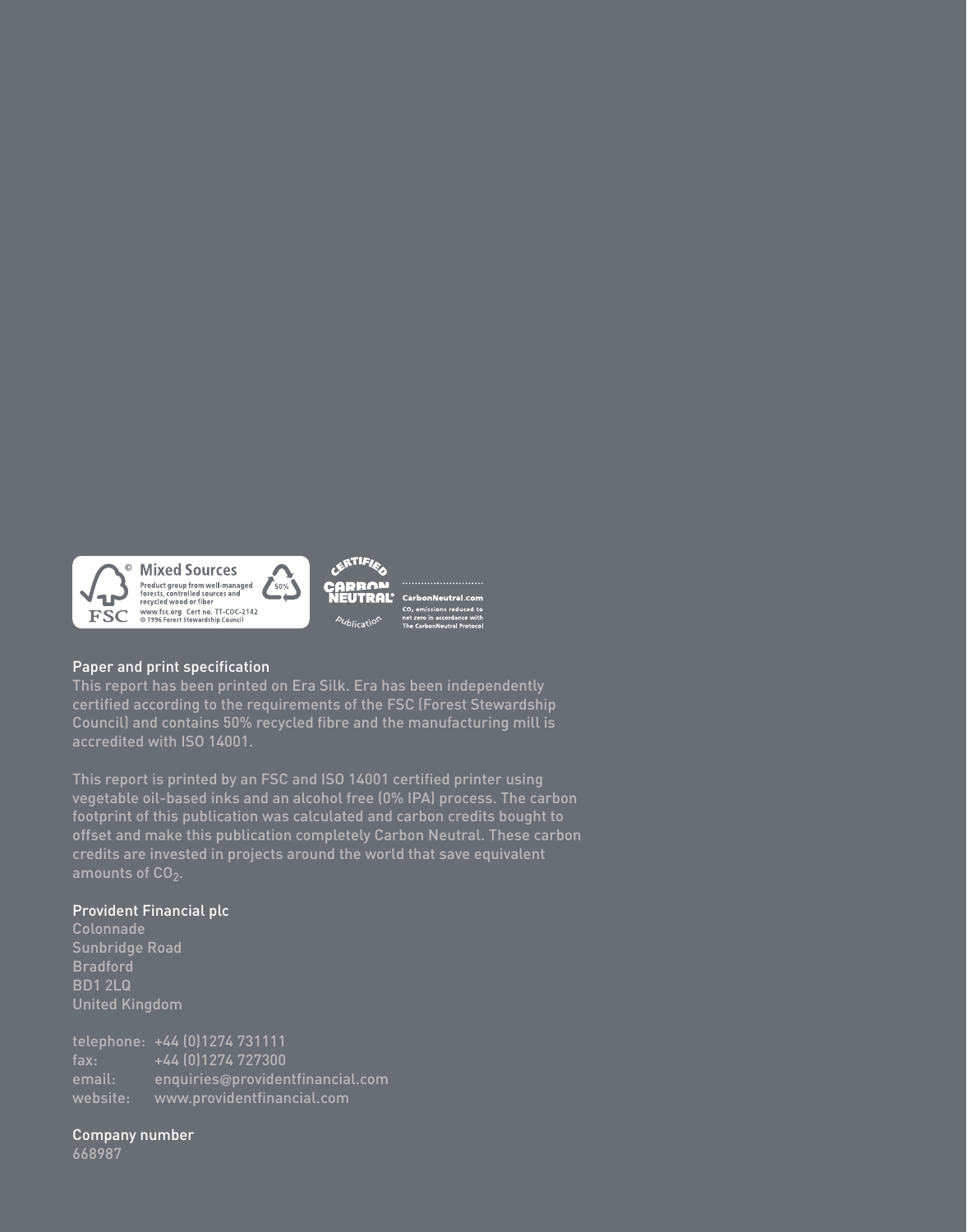Mixed Sources

Product group from well-managed forests, controlled sources and recycled wood or fiber

www.fsc.org Cert no. TT-COC-2142

© 1996 Forest Stewardship Council

FSC

50%

CERTIFIED CARBON NEUTRAL® publication

CarbonNeutral.com

$CO_2$ emissions reduced to net zero in accordance with The CarbonNeutral Protocol

## Paper and print specification

This report has been printed on Era Silk. Era has been independently certified according to the requirements of the FSC (Forest Stewardship Council) and contains 50% recycled fibre and the manufacturing mill is accredited with ISO 14001.

This report is printed by an FSC and ISO 14001 certified printer using vegetable oil-based inks and an alcohol free (0% IPA) process. The carbon footprint of this publication was calculated and carbon credits bought to offset and make this publication completely Carbon Neutral. These carbon credits are invested in projects around the world that save equivalent amounts of $CO_2$.

## Provident Financial plc

Colonnade
Sunbridge Road
Bradford
BD1 2LQ
United Kingdom

telephone: +44 (0)1274 731111
fax: +44 (0)1274 727300
email: enquiries@providentfinancial.com
website: www.providentfinancial.com

## Company number

668987